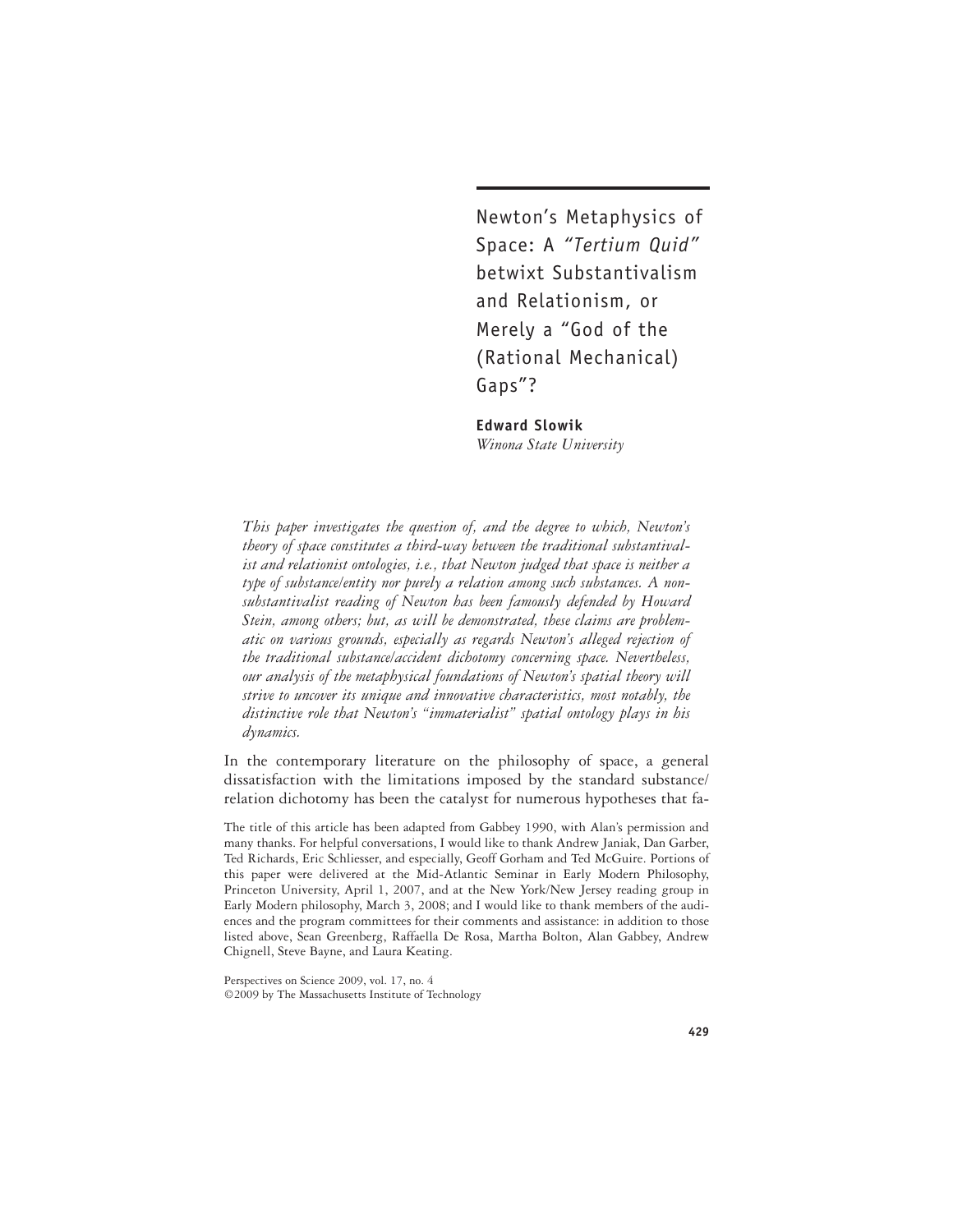# Newton's Metaphysics of Space: A *"Tertium Quid"* betwixt Substantivalism and Relationism, or Merely a "God of the (Rational Mechanical) Gaps"?

**Edward Slowik**
*Winona State University*

*This paper investigates the question of, and the degree to which, Newton's theory of space constitutes a third-way between the traditional substantivalist and relationist ontologies, i.e., that Newton judged that space is neither a type of substance/entity nor purely a relation among such substances. A non-substantivalist reading of Newton has been famously defended by Howard Stein, among others; but, as will be demonstrated, these claims are problematic on various grounds, especially as regards Newton's alleged rejection of the traditional substance/accident dichotomy concerning space. Nevertheless, our analysis of the metaphysical foundations of Newton's spatial theory will strive to uncover its unique and innovative characteristics, most notably, the distinctive role that Newton's "immaterialist" spatial ontology plays in his dynamics.*

In the contemporary literature on the philosophy of space, a general dissatisfaction with the limitations imposed by the standard substance/relation dichotomy has been the catalyst for numerous hypotheses that fa-

The title of this article has been adapted from Gabbey 1990, with Alan's permission and many thanks. For helpful conversations, I would like to thank Andrew Janiak, Dan Garber, Ted Richards, Eric Schliesser, and especially, Geoff Gorham and Ted McGuire. Portions of this paper were delivered at the Mid-Atlantic Seminar in Early Modern Philosophy, Princeton University, April 1, 2007, and at the New York/New Jersey reading group in Early Modern philosophy, March 3, 2008; and I would like to thank members of the audiences and the program committees for their comments and assistance: in addition to those listed above, Sean Greenberg, Raffaella De Rosa, Martha Bolton, Alan Gabbey, Andrew Chignell, Steve Bayne, and Laura Keating.

Perspectives on Science 2009, vol. 17, no. 4
©2009 by The Massachusetts Institute of Technology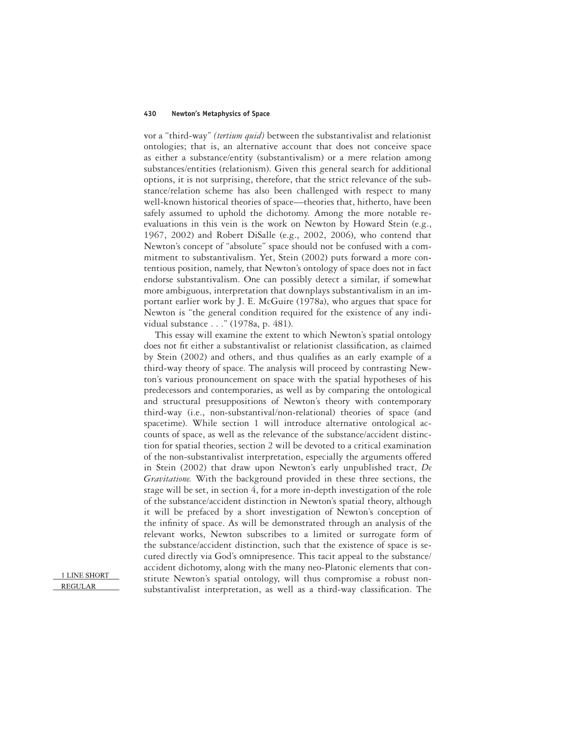vor a "third-way" *(tertium quid)* between the substantivalist and relationist ontologies; that is, an alternative account that does not conceive space as either a substance/entity (substantivalism) or a mere relation among substances/entities (relationism). Given this general search for additional options, it is not surprising, therefore, that the strict relevance of the substance/relation scheme has also been challenged with respect to many well-known historical theories of space—theories that, hitherto, have been safely assumed to uphold the dichotomy. Among the more notable reevaluations in this vein is the work on Newton by Howard Stein (e.g., 1967, 2002) and Robert DiSalle (e.g., 2002, 2006), who contend that Newton's concept of "absolute" space should not be confused with a commitment to substantivalism. Yet, Stein (2002) puts forward a more contentious position, namely, that Newton's ontology of space does not in fact endorse substantivalism. One can possibly detect a similar, if somewhat more ambiguous, interpretation that downplays substantivalism in an important earlier work by J. E. McGuire (1978a), who argues that space for Newton is "the general condition required for the existence of any individual substance . . ." (1978a, p. 481).

This essay will examine the extent to which Newton's spatial ontology does not fit either a substantivalist or relationist classification, as claimed by Stein (2002) and others, and thus qualifies as an early example of a third-way theory of space. The analysis will proceed by contrasting Newton's various pronouncement on space with the spatial hypotheses of his predecessors and contemporaries, as well as by comparing the ontological and structural presuppositions of Newton's theory with contemporary third-way (i.e., non-substantival/non-relational) theories of space (and spacetime). While section 1 will introduce alternative ontological accounts of space, as well as the relevance of the substance/accident distinction for spatial theories, section 2 will be devoted to a critical examination of the non-substantivalist interpretation, especially the arguments offered in Stein (2002) that draw upon Newton's early unpublished tract, *De Gravitatione.* With the background provided in these three sections, the stage will be set, in section 4, for a more in-depth investigation of the role of the substance/accident distinction in Newton's spatial theory, although it will be prefaced by a short investigation of Newton's conception of the infinity of space. As will be demonstrated through an analysis of the relevant works, Newton subscribes to a limited or surrogate form of the substance/accident distinction, such that the existence of space is secured directly via God's omnipresence. This tacit appeal to the substance/accident dichotomy, along with the many neo-Platonic elements that constitute Newton's spatial ontology, will thus compromise a robust non-substantivalist interpretation, as well as a third-way classification. The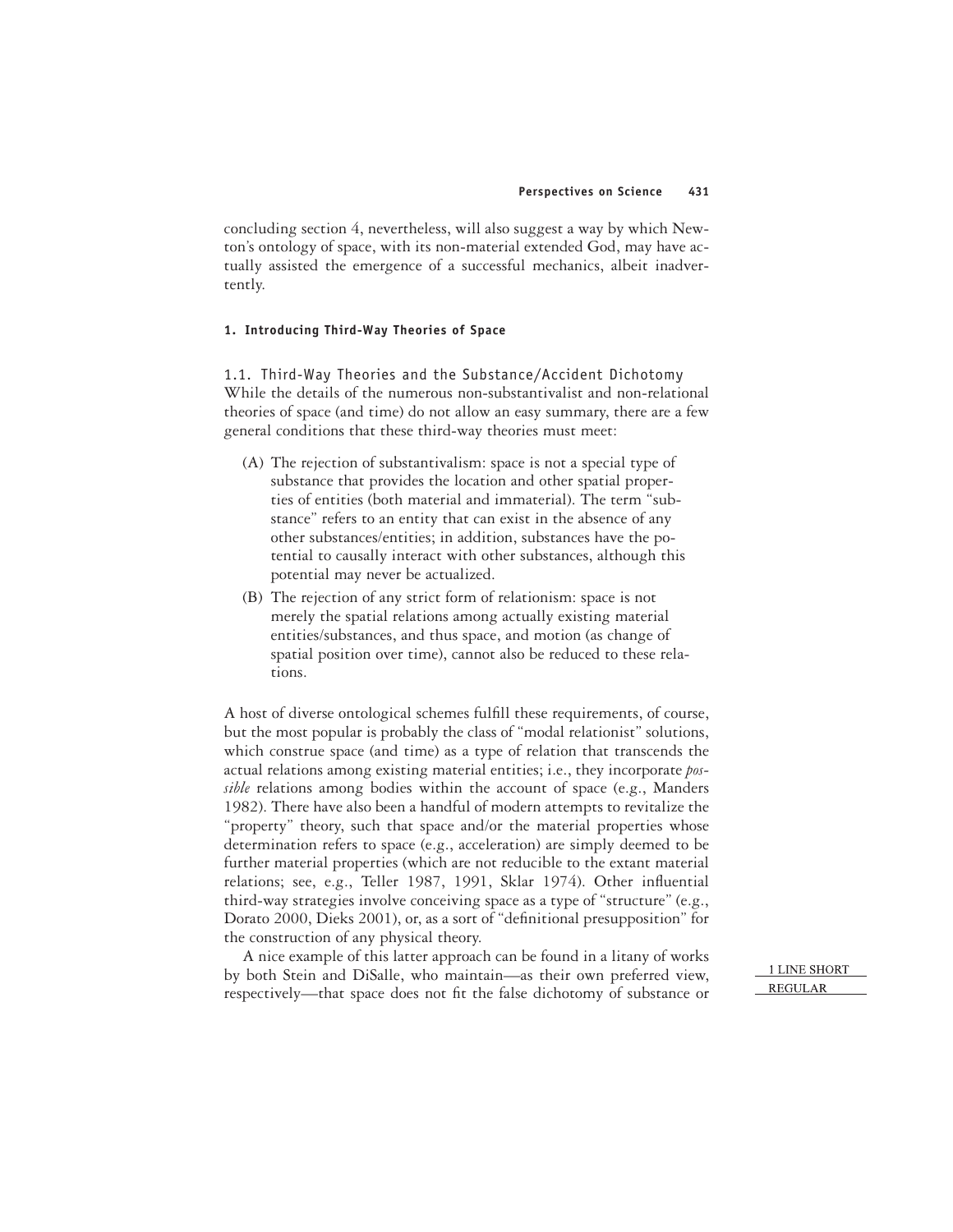concluding section 4, nevertheless, will also suggest a way by which Newton's ontology of space, with its non-material extended God, may have actually assisted the emergence of a successful mechanics, albeit inadvertently.

## 1. Introducing Third-Way Theories of Space

### 1.1. Third-Way Theories and the Substance/Accident Dichotomy

While the details of the numerous non-substantivalist and non-relational theories of space (and time) do not allow an easy summary, there are a few general conditions that these third-way theories must meet:

(A) The rejection of substantivalism: space is not a special type of substance that provides the location and other spatial properties of entities (both material and immaterial). The term "substance" refers to an entity that can exist in the absence of any other substances/entities; in addition, substances have the potential to causally interact with other substances, although this potential may never be actualized.

(B) The rejection of any strict form of relationism: space is not merely the spatial relations among actually existing material entities/substances, and thus space, and motion (as change of spatial position over time), cannot also be reduced to these relations.

A host of diverse ontological schemes fulfill these requirements, of course, but the most popular is probably the class of "modal relationist" solutions, which construe space (and time) as a type of relation that transcends the actual relations among existing material entities; i.e., they incorporate *possible* relations among bodies within the account of space (e.g., Manders 1982). There have also been a handful of modern attempts to revitalize the "property" theory, such that space and/or the material properties whose determination refers to space (e.g., acceleration) are simply deemed to be further material properties (which are not reducible to the extant material relations; see, e.g., Teller 1987, 1991, Sklar 1974). Other influential third-way strategies involve conceiving space as a type of "structure" (e.g., Dorato 2000, Dieks 2001), or, as a sort of "definitional presupposition" for the construction of any physical theory.

A nice example of this latter approach can be found in a litany of works by both Stein and DiSalle, who maintain—as their own preferred view, respectively—that space does not fit the false dichotomy of substance or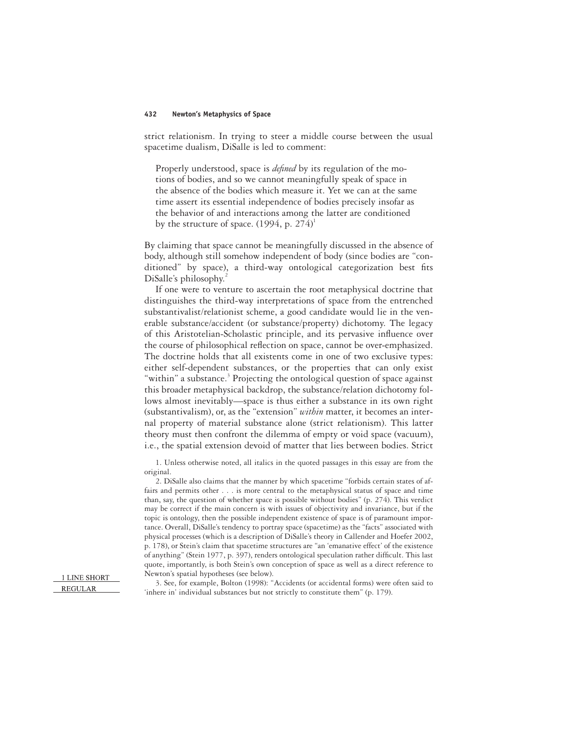strict relationism. In trying to steer a middle course between the usual spacetime dualism, DiSalle is led to comment:

> Properly understood, space is *defined* by its regulation of the motions of bodies, and so we cannot meaningfully speak of space in the absence of the bodies which measure it. Yet we can at the same time assert its essential independence of bodies precisely insofar as the behavior of and interactions among the latter are conditioned by the structure of space. (1994, p. 274)[1]

By claiming that space cannot be meaningfully discussed in the absence of body, although still somehow independent of body (since bodies are "conditioned" by space), a third-way ontological categorization best fits DiSalle's philosophy.[2]

If one were to venture to ascertain the root metaphysical doctrine that distinguishes the third-way interpretations of space from the entrenched substantivalist/relationist scheme, a good candidate would lie in the venerable substance/accident (or substance/property) dichotomy. The legacy of this Aristotelian-Scholastic principle, and its pervasive influence over the course of philosophical reflection on space, cannot be over-emphasized. The doctrine holds that all existents come in one of two exclusive types: either self-dependent substances, or the properties that can only exist "within" a substance.[3] Projecting the ontological question of space against this broader metaphysical backdrop, the substance/relation dichotomy follows almost inevitably—space is thus either a substance in its own right (substantivalism), or, as the "extension" *within* matter, it becomes an internal property of material substance alone (strict relationism). This latter theory must then confront the dilemma of empty or void space (vacuum), i.e., the spatial extension devoid of matter that lies between bodies. Strict

1. Unless otherwise noted, all italics in the quoted passages in this essay are from the original.

2. DiSalle also claims that the manner by which spacetime "forbids certain states of affairs and permits other . . . is more central to the metaphysical status of space and time than, say, the question of whether space is possible without bodies" (p. 274). This verdict may be correct if the main concern is with issues of objectivity and invariance, but if the topic is ontology, then the possible independent existence of space is of paramount importance. Overall, DiSalle's tendency to portray space (spacetime) as the "facts" associated with physical processes (which is a description of DiSalle's theory in Callender and Hoefer 2002, p. 178), or Stein's claim that spacetime structures are "an 'emanative effect' of the existence of anything" (Stein 1977, p. 397), renders ontological speculation rather difficult. This last quote, importantly, is both Stein's own conception of space as well as a direct reference to Newton's spatial hypotheses (see below).

3. See, for example, Bolton (1998): "Accidents (or accidental forms) were often said to 'inhere in' individual substances but not strictly to constitute them" (p. 179).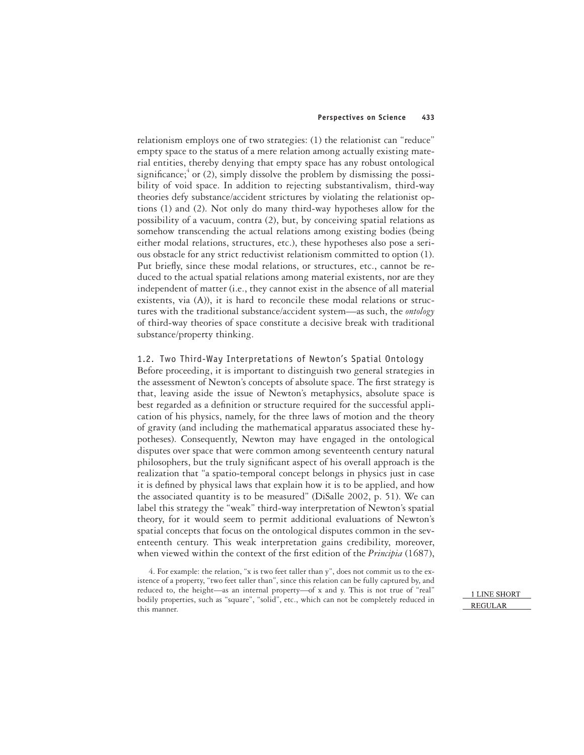relationism employs one of two strategies: (1) the relationist can "reduce" empty space to the status of a mere relation among actually existing material entities, thereby denying that empty space has any robust ontological significance;[4] or (2), simply dissolve the problem by dismissing the possibility of void space. In addition to rejecting substantivalism, third-way theories defy substance/accident strictures by violating the relationist options (1) and (2). Not only do many third-way hypotheses allow for the possibility of a vacuum, contra (2), but, by conceiving spatial relations as somehow transcending the actual relations among existing bodies (being either modal relations, structures, etc.), these hypotheses also pose a serious obstacle for any strict reductivist relationism committed to option (1). Put briefly, since these modal relations, or structures, etc., cannot be reduced to the actual spatial relations among material existents, nor are they independent of matter (i.e., they cannot exist in the absence of all material existents, via (A)), it is hard to reconcile these modal relations or structures with the traditional substance/accident system—as such, the *ontology* of third-way theories of space constitute a decisive break with traditional substance/property thinking.

## 1.2. Two Third-Way Interpretations of Newton's Spatial Ontology

Before proceeding, it is important to distinguish two general strategies in the assessment of Newton's concepts of absolute space. The first strategy is that, leaving aside the issue of Newton's metaphysics, absolute space is best regarded as a definition or structure required for the successful application of his physics, namely, for the three laws of motion and the theory of gravity (and including the mathematical apparatus associated these hypotheses). Consequently, Newton may have engaged in the ontological disputes over space that were common among seventeenth century natural philosophers, but the truly significant aspect of his overall approach is the realization that "a spatio-temporal concept belongs in physics just in case it is defined by physical laws that explain how it is to be applied, and how the associated quantity is to be measured" (DiSalle 2002, p. 51). We can label this strategy the "weak" third-way interpretation of Newton's spatial theory, for it would seem to permit additional evaluations of Newton's spatial concepts that focus on the ontological disputes common in the seventeenth century. This weak interpretation gains credibility, moreover, when viewed within the context of the first edition of the *Principia* (1687),

4. For example: the relation, "x is two feet taller than y", does not commit us to the existence of a property, "two feet taller than", since this relation can be fully captured by, and reduced to, the height—as an internal property—of x and y. This is not true of "real" bodily properties, such as "square", "solid", etc., which can not be completely reduced in this manner.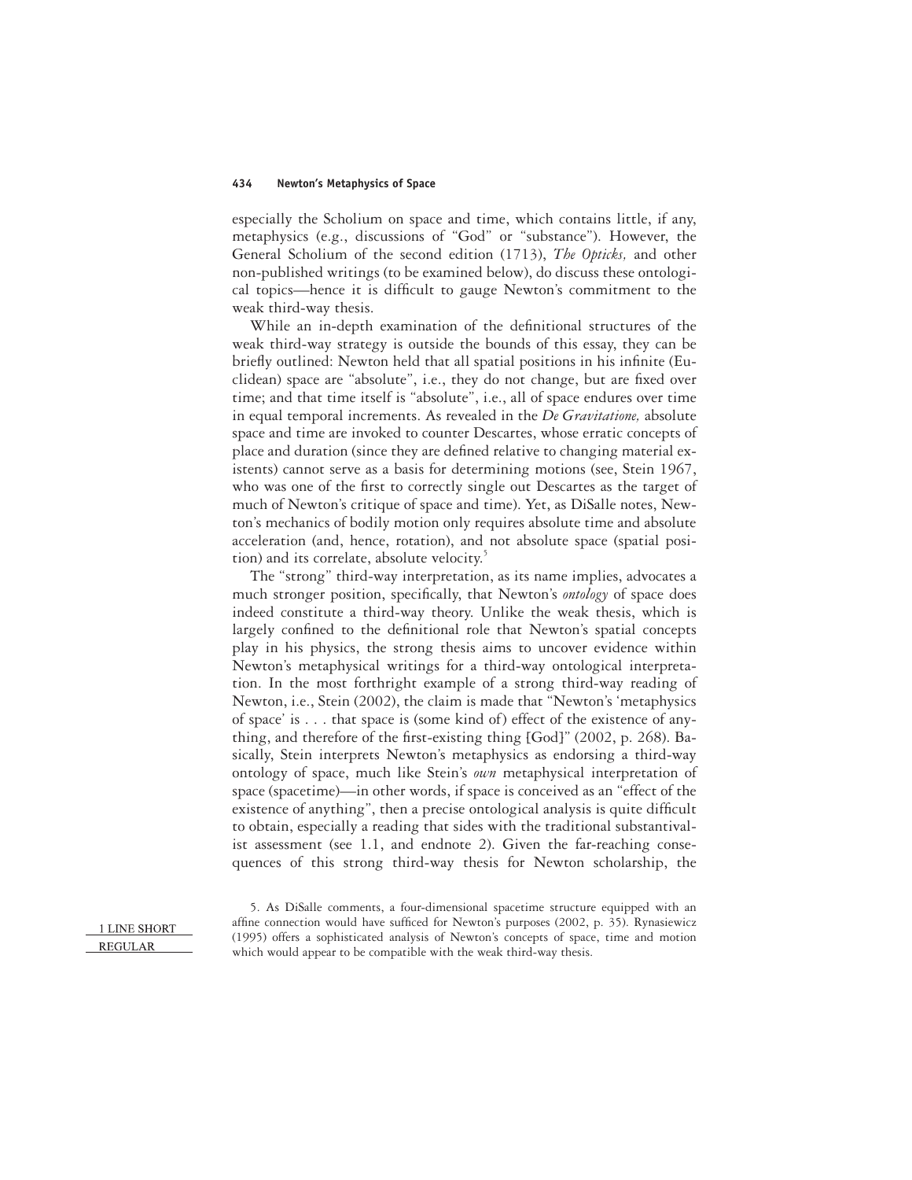especially the Scholium on space and time, which contains little, if any, metaphysics (e.g., discussions of "God" or "substance"). However, the General Scholium of the second edition (1713), *The Opticks,* and other non-published writings (to be examined below), do discuss these ontological topics—hence it is difficult to gauge Newton's commitment to the weak third-way thesis.

While an in-depth examination of the definitional structures of the weak third-way strategy is outside the bounds of this essay, they can be briefly outlined: Newton held that all spatial positions in his infinite (Euclidean) space are "absolute", i.e., they do not change, but are fixed over time; and that time itself is "absolute", i.e., all of space endures over time in equal temporal increments. As revealed in the *De Gravitatione,* absolute space and time are invoked to counter Descartes, whose erratic concepts of place and duration (since they are defined relative to changing material existents) cannot serve as a basis for determining motions (see, Stein 1967, who was one of the first to correctly single out Descartes as the target of much of Newton's critique of space and time). Yet, as DiSalle notes, Newton's mechanics of bodily motion only requires absolute time and absolute acceleration (and, hence, rotation), and not absolute space (spatial position) and its correlate, absolute velocity.[5]

The "strong" third-way interpretation, as its name implies, advocates a much stronger position, specifically, that Newton's *ontology* of space does indeed constitute a third-way theory. Unlike the weak thesis, which is largely confined to the definitional role that Newton's spatial concepts play in his physics, the strong thesis aims to uncover evidence within Newton's metaphysical writings for a third-way ontological interpretation. In the most forthright example of a strong third-way reading of Newton, i.e., Stein (2002), the claim is made that "Newton's 'metaphysics of space' is . . . that space is (some kind of) effect of the existence of anything, and therefore of the first-existing thing [God]" (2002, p. 268). Basically, Stein interprets Newton's metaphysics as endorsing a third-way ontology of space, much like Stein's *own* metaphysical interpretation of space (spacetime)—in other words, if space is conceived as an "effect of the existence of anything", then a precise ontological analysis is quite difficult to obtain, especially a reading that sides with the traditional substantivalist assessment (see 1.1, and endnote 2). Given the far-reaching consequences of this strong third-way thesis for Newton scholarship, the

5. As DiSalle comments, a four-dimensional spacetime structure equipped with an affine connection would have sufficed for Newton's purposes (2002, p. 35). Rynasiewicz (1995) offers a sophisticated analysis of Newton's concepts of space, time and motion which would appear to be compatible with the weak third-way thesis.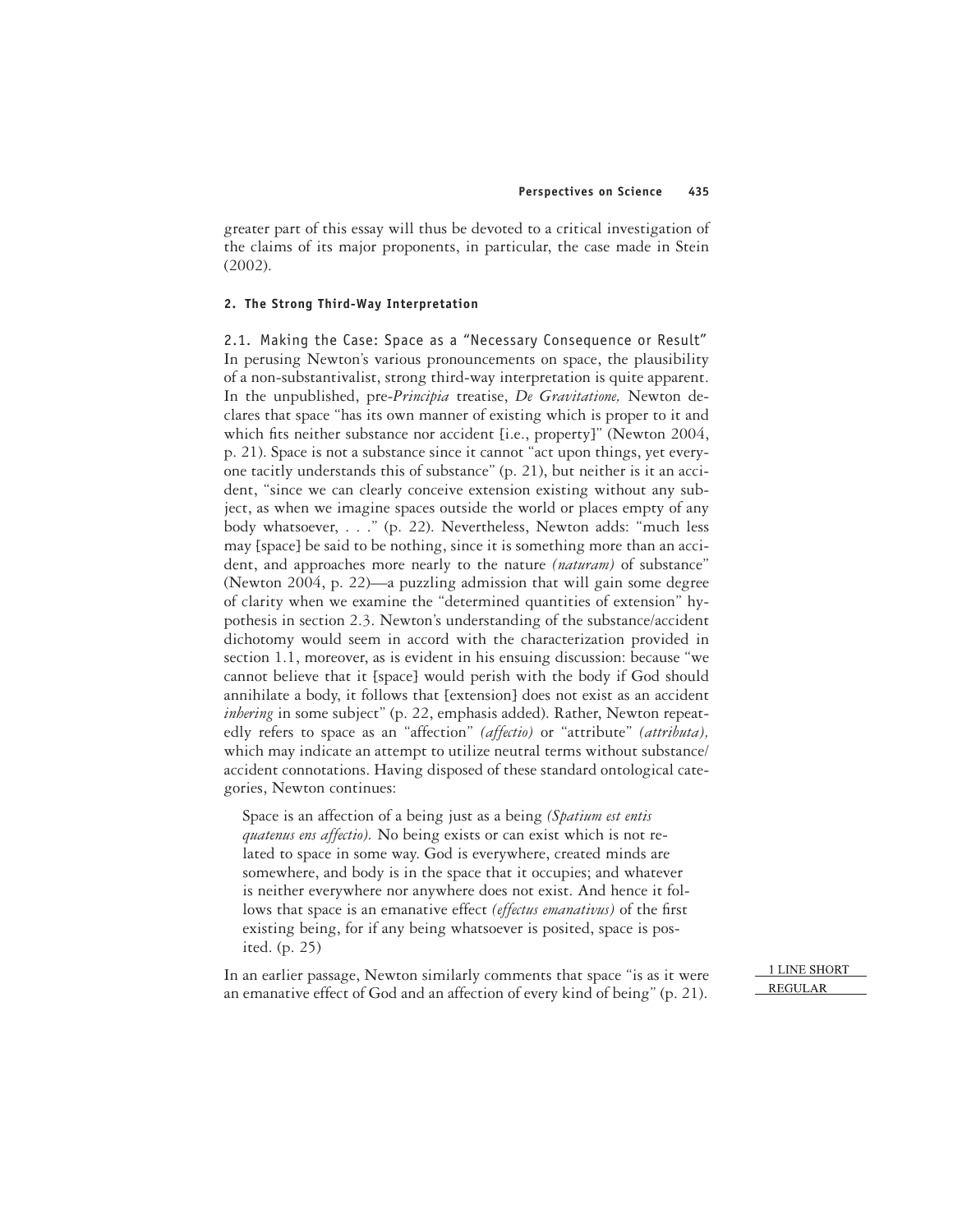greater part of this essay will thus be devoted to a critical investigation of the claims of its major proponents, in particular, the case made in Stein (2002).

## 2. The Strong Third-Way Interpretation

### 2.1. Making the Case: Space as a "Necessary Consequence or Result"

In perusing Newton's various pronouncements on space, the plausibility of a non-substantivalist, strong third-way interpretation is quite apparent. In the unpublished, pre-*Principia* treatise, *De Gravitatione,* Newton declares that space "has its own manner of existing which is proper to it and which fits neither substance nor accident [i.e., property]" (Newton 2004, p. 21). Space is not a substance since it cannot "act upon things, yet everyone tacitly understands this of substance" (p. 21), but neither is it an accident, "since we can clearly conceive extension existing without any subject, as when we imagine spaces outside the world or places empty of any body whatsoever, . . ." (p. 22). Nevertheless, Newton adds: "much less may [space] be said to be nothing, since it is something more than an accident, and approaches more nearly to the nature *(naturam)* of substance" (Newton 2004, p. 22)—a puzzling admission that will gain some degree of clarity when we examine the "determined quantities of extension" hypothesis in section 2.3. Newton's understanding of the substance/accident dichotomy would seem in accord with the characterization provided in section 1.1, moreover, as is evident in his ensuing discussion: because "we cannot believe that it [space] would perish with the body if God should annihilate a body, it follows that [extension] does not exist as an accident *inhering* in some subject" (p. 22, emphasis added). Rather, Newton repeatedly refers to space as an "affection" *(affectio)* or "attribute" *(attributa),* which may indicate an attempt to utilize neutral terms without substance/accident connotations. Having disposed of these standard ontological categories, Newton continues:

> Space is an affection of a being just as a being *(Spatium est entis quatenus ens affectio).* No being exists or can exist which is not related to space in some way. God is everywhere, created minds are somewhere, and body is in the space that it occupies; and whatever is neither everywhere nor anywhere does not exist. And hence it follows that space is an emanative effect *(effectus emanativus)* of the first existing being, for if any being whatsoever is posited, space is posited. (p. 25)

In an earlier passage, Newton similarly comments that space "is as it were an emanative effect of God and an affection of every kind of being" (p. 21).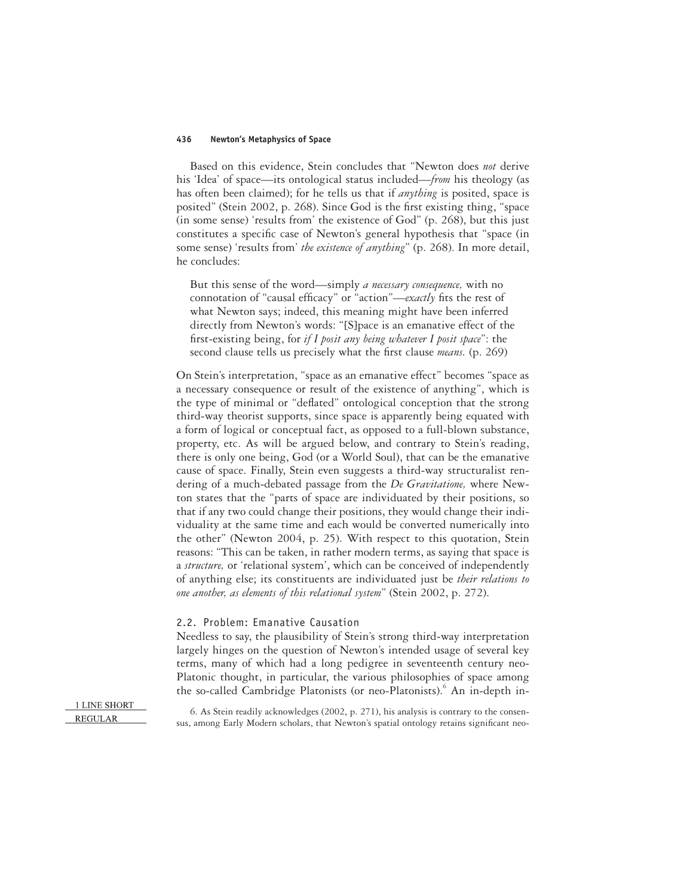Based on this evidence, Stein concludes that "Newton does *not* derive his 'Idea' of space—its ontological status included—*from* his theology (as has often been claimed); for he tells us that if *anything* is posited, space is posited" (Stein 2002, p. 268). Since God is the first existing thing, "space (in some sense) 'results from' the existence of God" (p. 268), but this just constitutes a specific case of Newton's general hypothesis that "space (in some sense) 'results from' *the existence of anything*" (p. 268). In more detail, he concludes:

> But this sense of the word—simply *a necessary consequence,* with no connotation of "causal efficacy" or "action"—*exactly* fits the rest of what Newton says; indeed, this meaning might have been inferred directly from Newton's words: "[S]pace is an emanative effect of the first-existing being, for *if I posit any being whatever I posit space*": the second clause tells us precisely what the first clause *means.* (p. 269)

On Stein's interpretation, "space as an emanative effect" becomes "space as a necessary consequence or result of the existence of anything", which is the type of minimal or "deflated" ontological conception that the strong third-way theorist supports, since space is apparently being equated with a form of logical or conceptual fact, as opposed to a full-blown substance, property, etc. As will be argued below, and contrary to Stein's reading, there is only one being, God (or a World Soul), that can be the emanative cause of space. Finally, Stein even suggests a third-way structuralist rendering of a much-debated passage from the *De Gravitatione,* where Newton states that the "parts of space are individuated by their positions, so that if any two could change their positions, they would change their individuality at the same time and each would be converted numerically into the other" (Newton 2004, p. 25). With respect to this quotation, Stein reasons: "This can be taken, in rather modern terms, as saying that space is a *structure,* or 'relational system', which can be conceived of independently of anything else; its constituents are individuated just be *their relations to one another, as elements of this relational system*" (Stein 2002, p. 272).

## 2.2. Problem: Emanative Causation

Needless to say, the plausibility of Stein's strong third-way interpretation largely hinges on the question of Newton's intended usage of several key terms, many of which had a long pedigree in seventeenth century neo-Platonic thought, in particular, the various philosophies of space among the so-called Cambridge Platonists (or neo-Platonists).[6] An in-depth in-

6. As Stein readily acknowledges (2002, p. 271), his analysis is contrary to the consensus, among Early Modern scholars, that Newton's spatial ontology retains significant neo-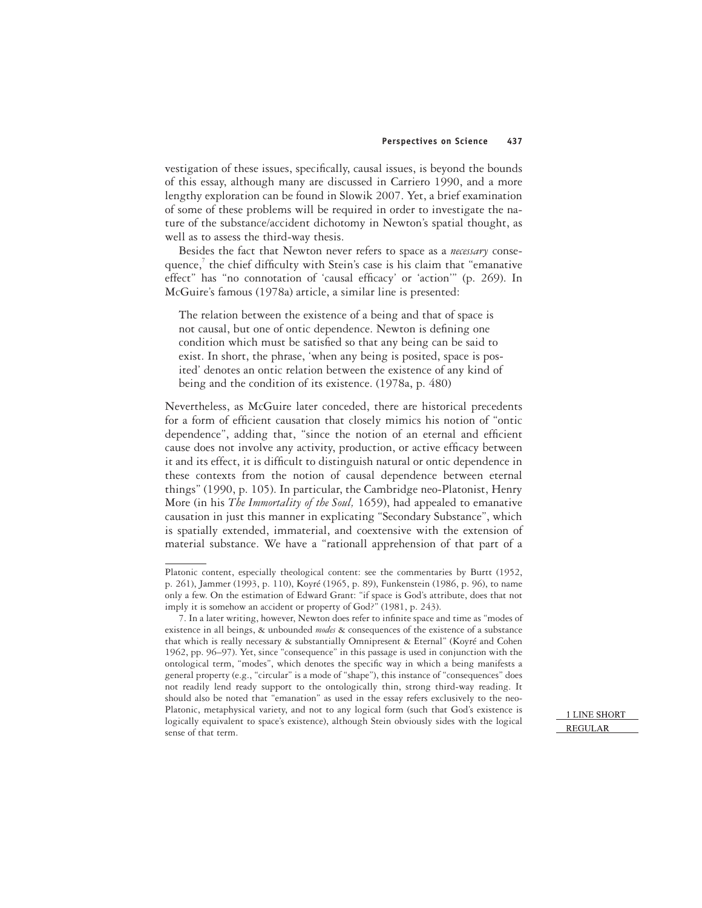vestigation of these issues, specifically, causal issues, is beyond the bounds of this essay, although many are discussed in Carriero 1990, and a more lengthy exploration can be found in Slowik 2007. Yet, a brief examination of some of these problems will be required in order to investigate the nature of the substance/accident dichotomy in Newton's spatial thought, as well as to assess the third-way thesis.

Besides the fact that Newton never refers to space as a *necessary* consequence,[7] the chief difficulty with Stein's case is his claim that "emanative effect" has "no connotation of 'causal efficacy' or 'action'" (p. 269). In McGuire's famous (1978a) article, a similar line is presented:

> The relation between the existence of a being and that of space is not causal, but one of ontic dependence. Newton is defining one condition which must be satisfied so that any being can be said to exist. In short, the phrase, 'when any being is posited, space is posited' denotes an ontic relation between the existence of any kind of being and the condition of its existence. (1978a, p. 480)

Nevertheless, as McGuire later conceded, there are historical precedents for a form of efficient causation that closely mimics his notion of "ontic dependence", adding that, "since the notion of an eternal and efficient cause does not involve any activity, production, or active efficacy between it and its effect, it is difficult to distinguish natural or ontic dependence in these contexts from the notion of causal dependence between eternal things" (1990, p. 105). In particular, the Cambridge neo-Platonist, Henry More (in his *The Immortality of the Soul,* 1659), had appealed to emanative causation in just this manner in explicating "Secondary Substance", which is spatially extended, immaterial, and coextensive with the extension of material substance. We have a "rationall apprehension of that part of a

---

Platonic content, especially theological content: see the commentaries by Burtt (1952, p. 261), Jammer (1993, p. 110), Koyré (1965, p. 89), Funkenstein (1986, p. 96), to name only a few. On the estimation of Edward Grant: "if space is God's attribute, does that not imply it is somehow an accident or property of God?" (1981, p. 243).

7. In a later writing, however, Newton does refer to infinite space and time as "modes of existence in all beings, & unbounded *modes* & consequences of the existence of a substance that which is really necessary & substantially Omnipresent & Eternal" (Koyré and Cohen 1962, pp. 96–97). Yet, since "consequence" in this passage is used in conjunction with the ontological term, "modes", which denotes the specific way in which a being manifests a general property (e.g., "circular" is a mode of "shape"), this instance of "consequences" does not readily lend ready support to the ontologically thin, strong third-way reading. It should also be noted that "emanation" as used in the essay refers exclusively to the neo-Platonic, metaphysical variety, and not to any logical form (such that God's existence is logically equivalent to space's existence), although Stein obviously sides with the logical sense of that term.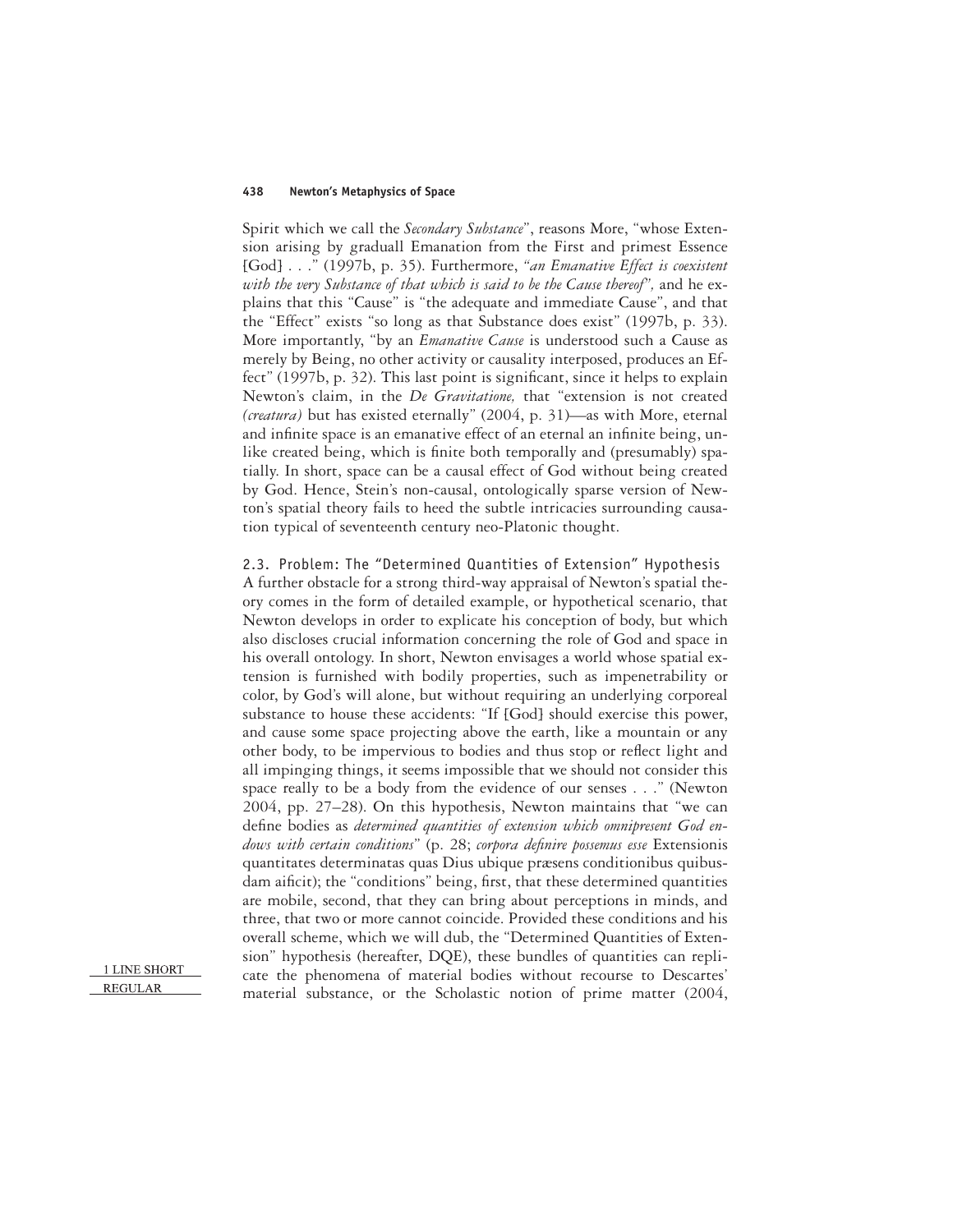Spirit which we call the *Secondary Substance*", reasons More, "whose Extension arising by graduall Emanation from the First and primest Essence [God] . . ." (1997b, p. 35). Furthermore, *"an Emanative Effect is coexistent with the very Substance of that which is said to be the Cause thereof",* and he explains that this "Cause" is "the adequate and immediate Cause", and that the "Effect" exists "so long as that Substance does exist" (1997b, p. 33). More importantly, "by an *Emanative Cause* is understood such a Cause as merely by Being, no other activity or causality interposed, produces an Effect" (1997b, p. 32). This last point is significant, since it helps to explain Newton's claim, in the *De Gravitatione,* that "extension is not created *(creatura)* but has existed eternally" (2004, p. 31)—as with More, eternal and infinite space is an emanative effect of an eternal an infinite being, unlike created being, which is finite both temporally and (presumably) spatially. In short, space can be a causal effect of God without being created by God. Hence, Stein's non-causal, ontologically sparse version of Newton's spatial theory fails to heed the subtle intricacies surrounding causation typical of seventeenth century neo-Platonic thought.

### 2.3. Problem: The "Determined Quantities of Extension" Hypothesis

A further obstacle for a strong third-way appraisal of Newton's spatial theory comes in the form of detailed example, or hypothetical scenario, that Newton develops in order to explicate his conception of body, but which also discloses crucial information concerning the role of God and space in his overall ontology. In short, Newton envisages a world whose spatial extension is furnished with bodily properties, such as impenetrability or color, by God's will alone, but without requiring an underlying corporeal substance to house these accidents: "If [God] should exercise this power, and cause some space projecting above the earth, like a mountain or any other body, to be impervious to bodies and thus stop or reflect light and all impinging things, it seems impossible that we should not consider this space really to be a body from the evidence of our senses . . ." (Newton 2004, pp. 27–28). On this hypothesis, Newton maintains that "we can define bodies as *determined quantities of extension which omnipresent God endows with certain conditions*" (p. 28; *corpora definire possemus esse* Extensionis quantitates determinatas quas Dius ubique præsens conditionibus quibusdam aificit); the "conditions" being, first, that these determined quantities are mobile, second, that they can bring about perceptions in minds, and three, that two or more cannot coincide. Provided these conditions and his overall scheme, which we will dub, the "Determined Quantities of Extension" hypothesis (hereafter, DQE), these bundles of quantities can replicate the phenomena of material bodies without recourse to Descartes' material substance, or the Scholastic notion of prime matter (2004,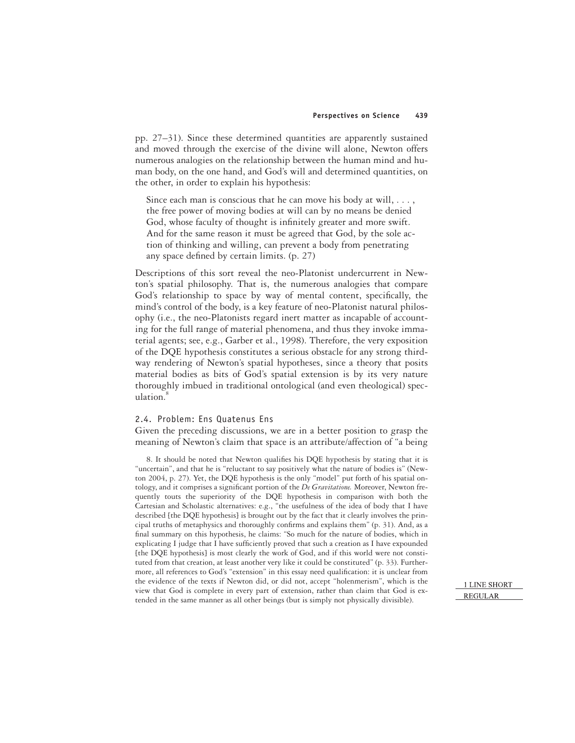pp. 27–31). Since these determined quantities are apparently sustained and moved through the exercise of the divine will alone, Newton offers numerous analogies on the relationship between the human mind and human body, on the one hand, and God's will and determined quantities, on the other, in order to explain his hypothesis:

> Since each man is conscious that he can move his body at will, . . . , the free power of moving bodies at will can by no means be denied God, whose faculty of thought is infinitely greater and more swift. And for the same reason it must be agreed that God, by the sole action of thinking and willing, can prevent a body from penetrating any space defined by certain limits. (p. 27)

Descriptions of this sort reveal the neo-Platonist undercurrent in Newton's spatial philosophy. That is, the numerous analogies that compare God's relationship to space by way of mental content, specifically, the mind's control of the body, is a key feature of neo-Platonist natural philosophy (i.e., the neo-Platonists regard inert matter as incapable of accounting for the full range of material phenomena, and thus they invoke immaterial agents; see, e.g., Garber et al., 1998). Therefore, the very exposition of the DQE hypothesis constitutes a serious obstacle for any strong third-way rendering of Newton's spatial hypotheses, since a theory that posits material bodies as bits of God's spatial extension is by its very nature thoroughly imbued in traditional ontological (and even theological) speculation.[8]

### 2.4. Problem: Ens Quatenus Ens

Given the preceding discussions, we are in a better position to grasp the meaning of Newton's claim that space is an attribute/affection of "a being

8. It should be noted that Newton qualifies his DQE hypothesis by stating that it is "uncertain", and that he is "reluctant to say positively what the nature of bodies is" (Newton 2004, p. 27). Yet, the DQE hypothesis is the only "model" put forth of his spatial ontology, and it comprises a significant portion of the *De Gravitatione.* Moreover, Newton frequently touts the superiority of the DQE hypothesis in comparison with both the Cartesian and Scholastic alternatives: e.g., "the usefulness of the idea of body that I have described [the DQE hypothesis] is brought out by the fact that it clearly involves the principal truths of metaphysics and thoroughly confirms and explains them" (p. 31). And, as a final summary on this hypothesis, he claims: "So much for the nature of bodies, which in explicating I judge that I have sufficiently proved that such a creation as I have expounded [the DQE hypothesis] is most clearly the work of God, and if this world were not constituted from that creation, at least another very like it could be constituted" (p. 33). Furthermore, all references to God's "extension" in this essay need qualification: it is unclear from the evidence of the texts if Newton did, or did not, accept "holenmerism", which is the view that God is complete in every part of extension, rather than claim that God is extended in the same manner as all other beings (but is simply not physically divisible).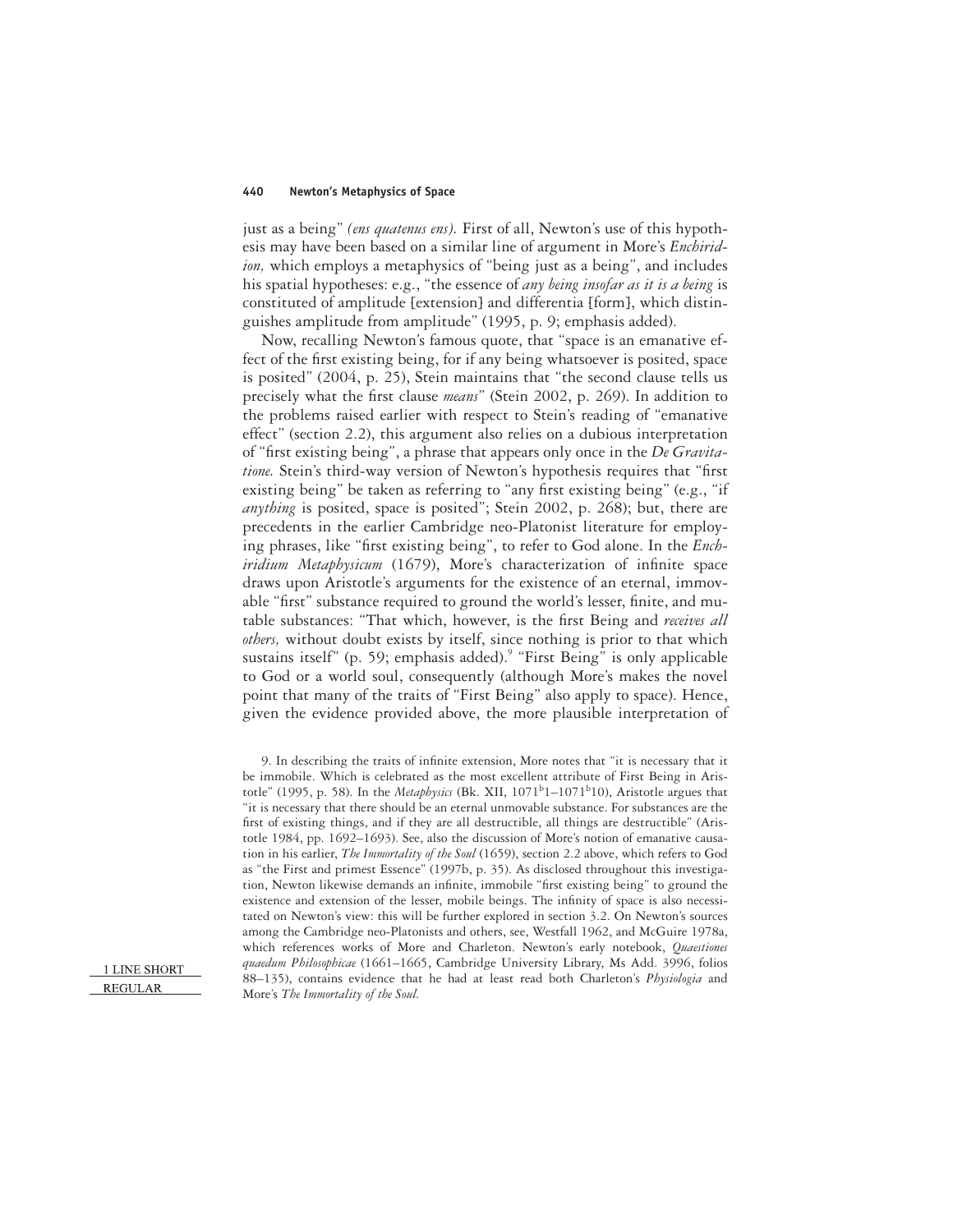just as a being" *(ens quatenus ens).* First of all, Newton's use of this hypothesis may have been based on a similar line of argument in More's *Enchiridion,* which employs a metaphysics of "being just as a being", and includes his spatial hypotheses: e.g., "the essence of *any being insofar as it is a being* is constituted of amplitude [extension] and differentia [form], which distinguishes amplitude from amplitude" (1995, p. 9; emphasis added).

Now, recalling Newton's famous quote, that "space is an emanative effect of the first existing being, for if any being whatsoever is posited, space is posited" (2004, p. 25), Stein maintains that "the second clause tells us precisely what the first clause *means*" (Stein 2002, p. 269). In addition to the problems raised earlier with respect to Stein's reading of "emanative effect" (section 2.2), this argument also relies on a dubious interpretation of "first existing being", a phrase that appears only once in the *De Gravitatione.* Stein's third-way version of Newton's hypothesis requires that "first existing being" be taken as referring to "any first existing being" (e.g., "if *anything* is posited, space is posited"; Stein 2002, p. 268); but, there are precedents in the earlier Cambridge neo-Platonist literature for employing phrases, like "first existing being", to refer to God alone. In the *Enchiridium Metaphysicum* (1679), More's characterization of infinite space draws upon Aristotle's arguments for the existence of an eternal, immovable "first" substance required to ground the world's lesser, finite, and mutable substances: "That which, however, is the first Being and *receives all others,* without doubt exists by itself, since nothing is prior to that which sustains itself" (p. 59; emphasis added).[9] "First Being" is only applicable to God or a world soul, consequently (although More's makes the novel point that many of the traits of "First Being" also apply to space). Hence, given the evidence provided above, the more plausible interpretation of

9. In describing the traits of infinite extension, More notes that "it is necessary that it be immobile. Which is celebrated as the most excellent attribute of First Being in Aristotle" (1995, p. 58). In the *Metaphysics* (Bk. XII, 1071$^{b}$1–1071$^{b}$10), Aristotle argues that "it is necessary that there should be an eternal unmovable substance. For substances are the first of existing things, and if they are all destructible, all things are destructible" (Aristotle 1984, pp. 1692–1693). See, also the discussion of More's notion of emanative causation in his earlier, *The Immortality of the Soul* (1659), section 2.2 above, which refers to God as "the First and primest Essence" (1997b, p. 35). As disclosed throughout this investigation, Newton likewise demands an infinite, immobile "first existing being" to ground the existence and extension of the lesser, mobile beings. The infinity of space is also necessitated on Newton's view: this will be further explored in section 3.2. On Newton's sources among the Cambridge neo-Platonists and others, see, Westfall 1962, and McGuire 1978a, which references works of More and Charleton. Newton's early notebook, *Quaestiones quaedum Philosophicae* (1661–1665, Cambridge University Library, Ms Add. 3996, folios 88–135), contains evidence that he had at least read both Charleton's *Physiologia* and More's *The Immortality of the Soul.*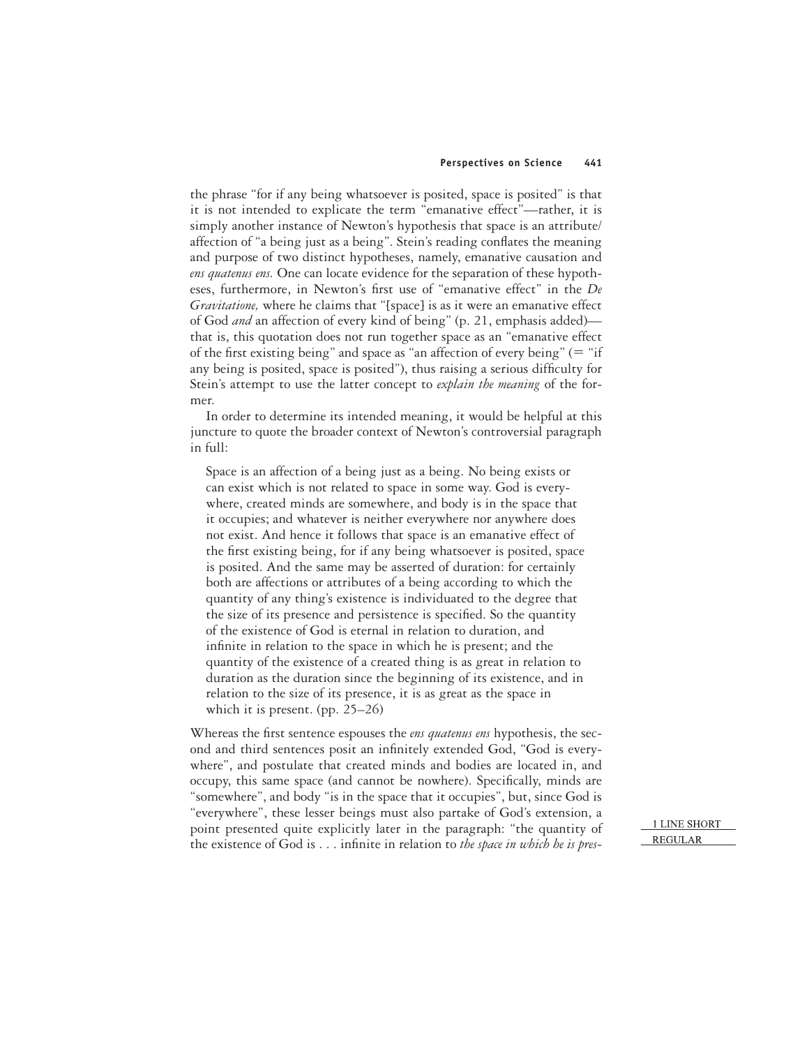the phrase "for if any being whatsoever is posited, space is posited" is that it is not intended to explicate the term "emanative effect"—rather, it is simply another instance of Newton's hypothesis that space is an attribute/affection of "a being just as a being". Stein's reading conflates the meaning and purpose of two distinct hypotheses, namely, emanative causation and *ens quatenus ens.* One can locate evidence for the separation of these hypotheses, furthermore, in Newton's first use of "emanative effect" in the *De Gravitatione,* where he claims that "[space] is as it were an emanative effect of God *and* an affection of every kind of being" (p. 21, emphasis added)—that is, this quotation does not run together space as an "emanative effect of the first existing being" and space as "an affection of every being" (= "if any being is posited, space is posited"), thus raising a serious difficulty for Stein's attempt to use the latter concept to *explain the meaning* of the former.

In order to determine its intended meaning, it would be helpful at this juncture to quote the broader context of Newton's controversial paragraph in full:

> Space is an affection of a being just as a being. No being exists or can exist which is not related to space in some way. God is everywhere, created minds are somewhere, and body is in the space that it occupies; and whatever is neither everywhere nor anywhere does not exist. And hence it follows that space is an emanative effect of the first existing being, for if any being whatsoever is posited, space is posited. And the same may be asserted of duration: for certainly both are affections or attributes of a being according to which the quantity of any thing's existence is individuated to the degree that the size of its presence and persistence is specified. So the quantity of the existence of God is eternal in relation to duration, and infinite in relation to the space in which he is present; and the quantity of the existence of a created thing is as great in relation to duration as the duration since the beginning of its existence, and in relation to the size of its presence, it is as great as the space in which it is present. (pp. 25–26)

Whereas the first sentence espouses the *ens quatenus ens* hypothesis, the second and third sentences posit an infinitely extended God, "God is everywhere", and postulate that created minds and bodies are located in, and occupy, this same space (and cannot be nowhere). Specifically, minds are "somewhere", and body "is in the space that it occupies", but, since God is "everywhere", these lesser beings must also partake of God's extension, a point presented quite explicitly later in the paragraph: "the quantity of the existence of God is . . . infinite in relation to *the space in which he is pres-*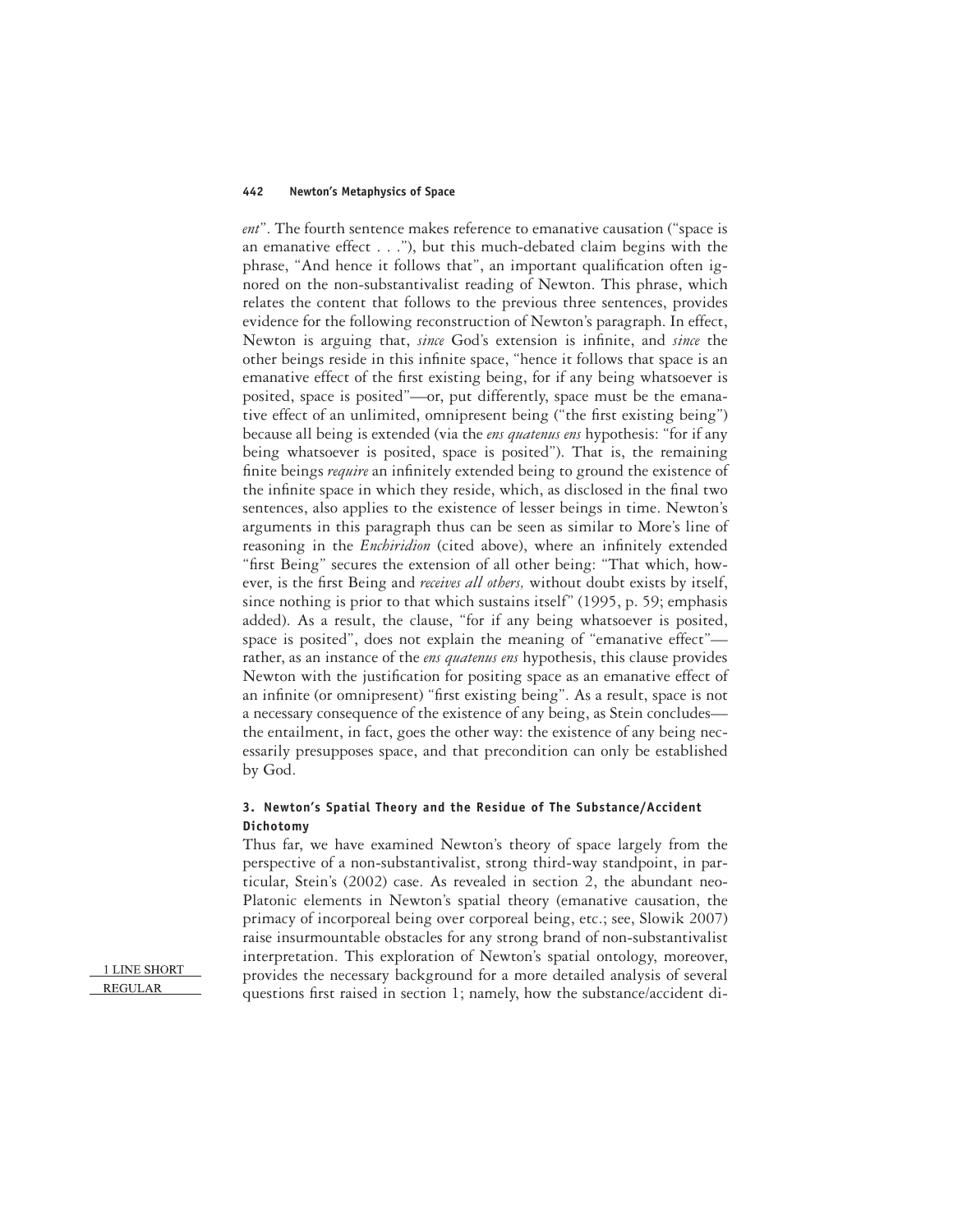*ent*". The fourth sentence makes reference to emanative causation ("space is an emanative effect . . ."), but this much-debated claim begins with the phrase, "And hence it follows that", an important qualification often ignored on the non-substantivalist reading of Newton. This phrase, which relates the content that follows to the previous three sentences, provides evidence for the following reconstruction of Newton's paragraph. In effect, Newton is arguing that, *since* God's extension is infinite, and *since* the other beings reside in this infinite space, "hence it follows that space is an emanative effect of the first existing being, for if any being whatsoever is posited, space is posited"—or, put differently, space must be the emanative effect of an unlimited, omnipresent being ("the first existing being") because all being is extended (via the *ens quatenus ens* hypothesis: "for if any being whatsoever is posited, space is posited"). That is, the remaining finite beings *require* an infinitely extended being to ground the existence of the infinite space in which they reside, which, as disclosed in the final two sentences, also applies to the existence of lesser beings in time. Newton's arguments in this paragraph thus can be seen as similar to More's line of reasoning in the *Enchiridion* (cited above), where an infinitely extended "first Being" secures the extension of all other being: "That which, however, is the first Being and *receives all others,* without doubt exists by itself, since nothing is prior to that which sustains itself" (1995, p. 59; emphasis added). As a result, the clause, "for if any being whatsoever is posited, space is posited", does not explain the meaning of "emanative effect"—rather, as an instance of the *ens quatenus ens* hypothesis, this clause provides Newton with the justification for positing space as an emanative effect of an infinite (or omnipresent) "first existing being". As a result, space is not a necessary consequence of the existence of any being, as Stein concludes—the entailment, in fact, goes the other way: the existence of any being necessarily presupposes space, and that precondition can only be established by God.

### 3. Newton's Spatial Theory and the Residue of The Substance/Accident Dichotomy

Thus far, we have examined Newton's theory of space largely from the perspective of a non-substantivalist, strong third-way standpoint, in particular, Stein's (2002) case. As revealed in section 2, the abundant neo-Platonic elements in Newton's spatial theory (emanative causation, the primacy of incorporeal being over corporeal being, etc.; see, Slowik 2007) raise insurmountable obstacles for any strong brand of non-substantivalist interpretation. This exploration of Newton's spatial ontology, moreover, provides the necessary background for a more detailed analysis of several questions first raised in section 1; namely, how the substance/accident di-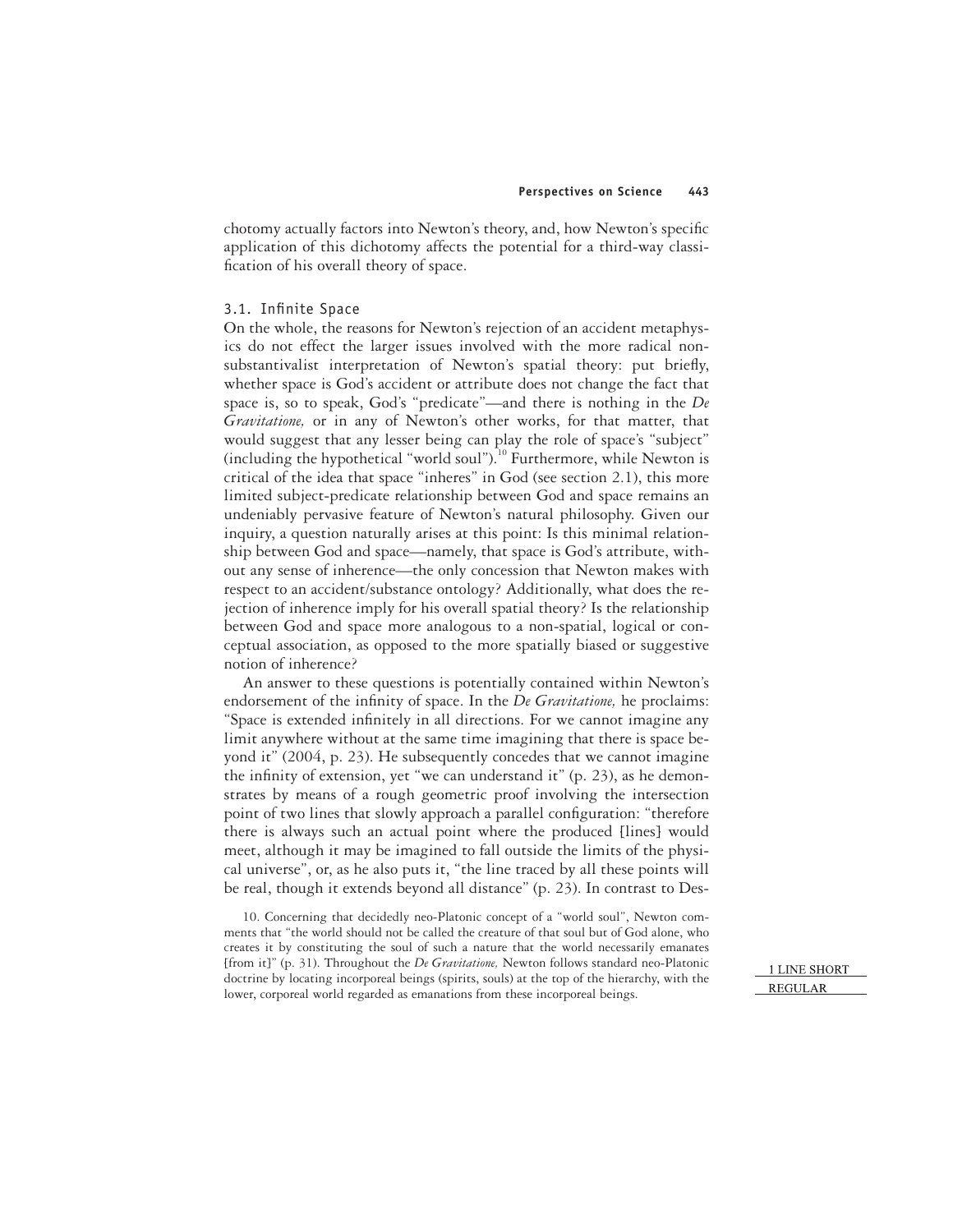chotomy actually factors into Newton's theory, and, how Newton's specific application of this dichotomy affects the potential for a third-way classification of his overall theory of space.

### 3.1. Infinite Space

On the whole, the reasons for Newton's rejection of an accident metaphysics do not effect the larger issues involved with the more radical nonsubstantivalist interpretation of Newton's spatial theory: put briefly, whether space is God's accident or attribute does not change the fact that space is, so to speak, God's "predicate"—and there is nothing in the *De Gravitatione,* or in any of Newton's other works, for that matter, that would suggest that any lesser being can play the role of space's "subject" (including the hypothetical "world soul").[10] Furthermore, while Newton is critical of the idea that space "inheres" in God (see section 2.1), this more limited subject-predicate relationship between God and space remains an undeniably pervasive feature of Newton's natural philosophy. Given our inquiry, a question naturally arises at this point: Is this minimal relationship between God and space—namely, that space is God's attribute, without any sense of inherence—the only concession that Newton makes with respect to an accident/substance ontology? Additionally, what does the rejection of inherence imply for his overall spatial theory? Is the relationship between God and space more analogous to a non-spatial, logical or conceptual association, as opposed to the more spatially biased or suggestive notion of inherence?

An answer to these questions is potentially contained within Newton's endorsement of the infinity of space. In the *De Gravitatione,* he proclaims: "Space is extended infinitely in all directions. For we cannot imagine any limit anywhere without at the same time imagining that there is space beyond it" (2004, p. 23). He subsequently concedes that we cannot imagine the infinity of extension, yet "we can understand it" (p. 23), as he demonstrates by means of a rough geometric proof involving the intersection point of two lines that slowly approach a parallel configuration: "therefore there is always such an actual point where the produced [lines] would meet, although it may be imagined to fall outside the limits of the physical universe", or, as he also puts it, "the line traced by all these points will be real, though it extends beyond all distance" (p. 23). In contrast to Des-

10. Concerning that decidedly neo-Platonic concept of a "world soul", Newton comments that "the world should not be called the creature of that soul but of God alone, who creates it by constituting the soul of such a nature that the world necessarily emanates [from it]" (p. 31). Throughout the *De Gravitatione,* Newton follows standard neo-Platonic doctrine by locating incorporeal beings (spirits, souls) at the top of the hierarchy, with the lower, corporeal world regarded as emanations from these incorporeal beings.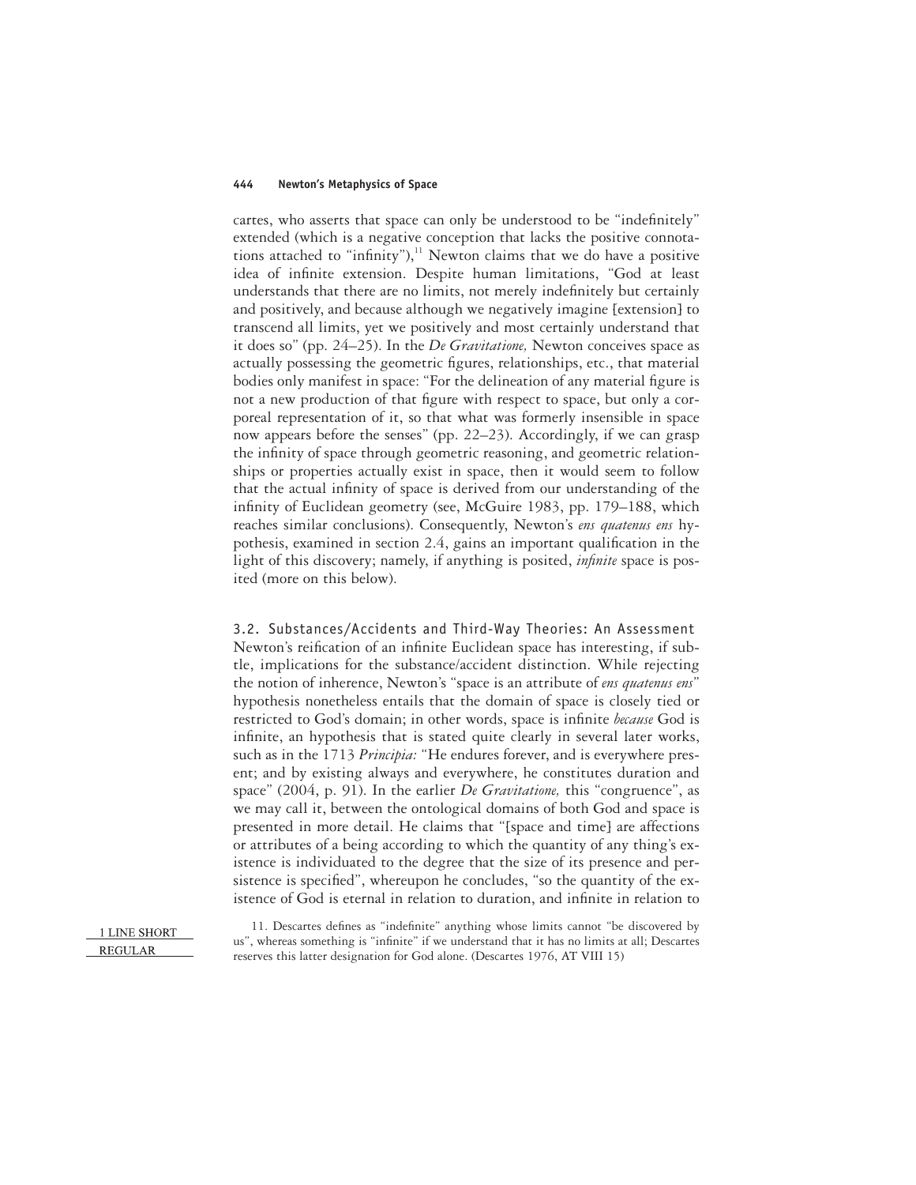cartes, who asserts that space can only be understood to be "indefinitely" extended (which is a negative conception that lacks the positive connotations attached to "infinity"),[11] Newton claims that we do have a positive idea of infinite extension. Despite human limitations, "God at least understands that there are no limits, not merely indefinitely but certainly and positively, and because although we negatively imagine [extension] to transcend all limits, yet we positively and most certainly understand that it does so" (pp. 24–25). In the *De Gravitatione,* Newton conceives space as actually possessing the geometric figures, relationships, etc., that material bodies only manifest in space: "For the delineation of any material figure is not a new production of that figure with respect to space, but only a corporeal representation of it, so that what was formerly insensible in space now appears before the senses" (pp. 22–23). Accordingly, if we can grasp the infinity of space through geometric reasoning, and geometric relationships or properties actually exist in space, then it would seem to follow that the actual infinity of space is derived from our understanding of the infinity of Euclidean geometry (see, McGuire 1983, pp. 179–188, which reaches similar conclusions). Consequently, Newton's *ens quatenus ens* hypothesis, examined in section 2.4, gains an important qualification in the light of this discovery; namely, if anything is posited, *infinite* space is posited (more on this below).

### 3.2. Substances/Accidents and Third-Way Theories: An Assessment

Newton's reification of an infinite Euclidean space has interesting, if subtle, implications for the substance/accident distinction. While rejecting the notion of inherence, Newton's "space is an attribute of *ens quatenus ens*" hypothesis nonetheless entails that the domain of space is closely tied or restricted to God's domain; in other words, space is infinite *because* God is infinite, an hypothesis that is stated quite clearly in several later works, such as in the 1713 *Principia:* "He endures forever, and is everywhere present; and by existing always and everywhere, he constitutes duration and space" (2004, p. 91). In the earlier *De Gravitatione,* this "congruence", as we may call it, between the ontological domains of both God and space is presented in more detail. He claims that "[space and time] are affections or attributes of a being according to which the quantity of any thing's existence is individuated to the degree that the size of its presence and persistence is specified", whereupon he concludes, "so the quantity of the existence of God is eternal in relation to duration, and infinite in relation to

11. Descartes defines as "indefinite" anything whose limits cannot "be discovered by us", whereas something is "infinite" if we understand that it has no limits at all; Descartes reserves this latter designation for God alone. (Descartes 1976, AT VIII 15)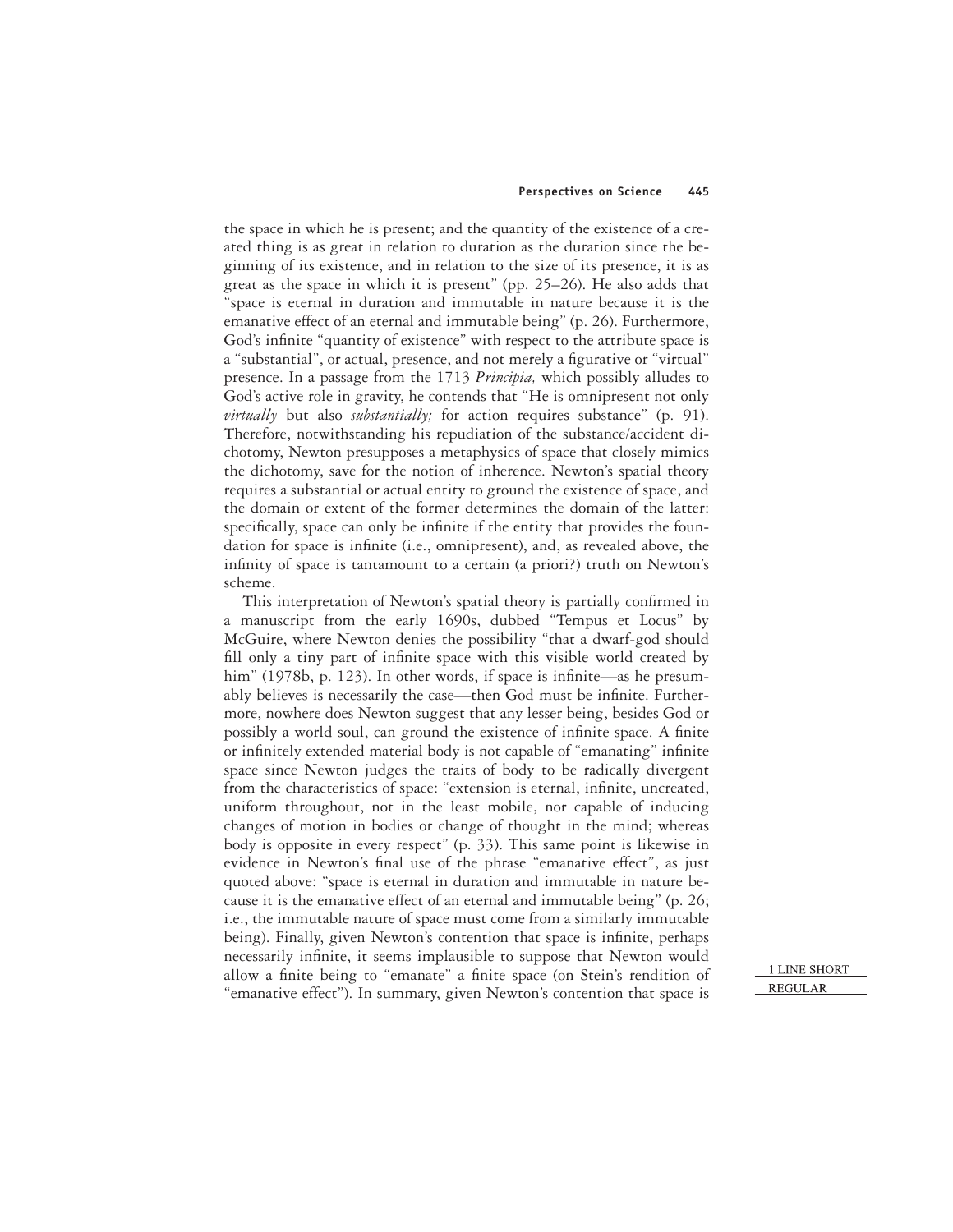the space in which he is present; and the quantity of the existence of a created thing is as great in relation to duration as the duration since the beginning of its existence, and in relation to the size of its presence, it is as great as the space in which it is present" (pp. 25–26). He also adds that "space is eternal in duration and immutable in nature because it is the emanative effect of an eternal and immutable being" (p. 26). Furthermore, God's infinite "quantity of existence" with respect to the attribute space is a "substantial", or actual, presence, and not merely a figurative or "virtual" presence. In a passage from the 1713 *Principia,* which possibly alludes to God's active role in gravity, he contends that "He is omnipresent not only *virtually* but also *substantially;* for action requires substance" (p. 91). Therefore, notwithstanding his repudiation of the substance/accident dichotomy, Newton presupposes a metaphysics of space that closely mimics the dichotomy, save for the notion of inherence. Newton's spatial theory requires a substantial or actual entity to ground the existence of space, and the domain or extent of the former determines the domain of the latter: specifically, space can only be infinite if the entity that provides the foundation for space is infinite (i.e., omnipresent), and, as revealed above, the infinity of space is tantamount to a certain (a priori?) truth on Newton's scheme.

This interpretation of Newton's spatial theory is partially confirmed in a manuscript from the early 1690s, dubbed "Tempus et Locus" by McGuire, where Newton denies the possibility "that a dwarf-god should fill only a tiny part of infinite space with this visible world created by him" (1978b, p. 123). In other words, if space is infinite—as he presumably believes is necessarily the case—then God must be infinite. Furthermore, nowhere does Newton suggest that any lesser being, besides God or possibly a world soul, can ground the existence of infinite space. A finite or infinitely extended material body is not capable of "emanating" infinite space since Newton judges the traits of body to be radically divergent from the characteristics of space: "extension is eternal, infinite, uncreated, uniform throughout, not in the least mobile, nor capable of inducing changes of motion in bodies or change of thought in the mind; whereas body is opposite in every respect" (p. 33). This same point is likewise in evidence in Newton's final use of the phrase "emanative effect", as just quoted above: "space is eternal in duration and immutable in nature because it is the emanative effect of an eternal and immutable being" (p. 26; i.e., the immutable nature of space must come from a similarly immutable being). Finally, given Newton's contention that space is infinite, perhaps necessarily infinite, it seems implausible to suppose that Newton would allow a finite being to "emanate" a finite space (on Stein's rendition of "emanative effect"). In summary, given Newton's contention that space is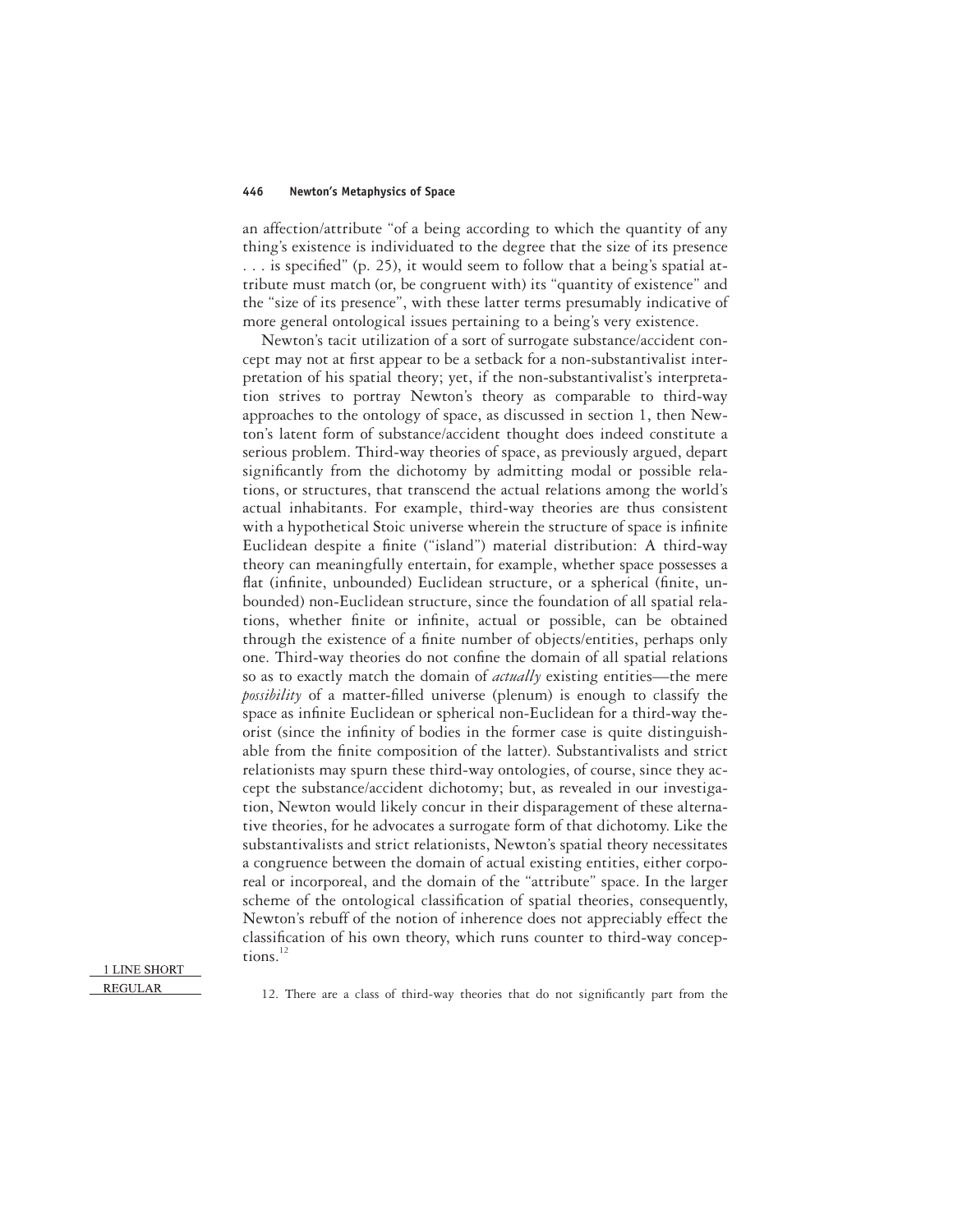an affection/attribute "of a being according to which the quantity of any thing's existence is individuated to the degree that the size of its presence . . . is specified" (p. 25), it would seem to follow that a being's spatial attribute must match (or, be congruent with) its "quantity of existence" and the "size of its presence", with these latter terms presumably indicative of more general ontological issues pertaining to a being's very existence.

Newton's tacit utilization of a sort of surrogate substance/accident concept may not at first appear to be a setback for a non-substantivalist interpretation of his spatial theory; yet, if the non-substantivalist's interpretation strives to portray Newton's theory as comparable to third-way approaches to the ontology of space, as discussed in section 1, then Newton's latent form of substance/accident thought does indeed constitute a serious problem. Third-way theories of space, as previously argued, depart significantly from the dichotomy by admitting modal or possible relations, or structures, that transcend the actual relations among the world's actual inhabitants. For example, third-way theories are thus consistent with a hypothetical Stoic universe wherein the structure of space is infinite Euclidean despite a finite ("island") material distribution: A third-way theory can meaningfully entertain, for example, whether space possesses a flat (infinite, unbounded) Euclidean structure, or a spherical (finite, unbounded) non-Euclidean structure, since the foundation of all spatial relations, whether finite or infinite, actual or possible, can be obtained through the existence of a finite number of objects/entities, perhaps only one. Third-way theories do not confine the domain of all spatial relations so as to exactly match the domain of *actually* existing entities—the mere *possibility* of a matter-filled universe (plenum) is enough to classify the space as infinite Euclidean or spherical non-Euclidean for a third-way theorist (since the infinity of bodies in the former case is quite distinguishable from the finite composition of the latter). Substantivalists and strict relationists may spurn these third-way ontologies, of course, since they accept the substance/accident dichotomy; but, as revealed in our investigation, Newton would likely concur in their disparagement of these alternative theories, for he advocates a surrogate form of that dichotomy. Like the substantivalists and strict relationists, Newton's spatial theory necessitates a congruence between the domain of actual existing entities, either corporeal or incorporeal, and the domain of the "attribute" space. In the larger scheme of the ontological classification of spatial theories, consequently, Newton's rebuff of the notion of inherence does not appreciably effect the classification of his own theory, which runs counter to third-way conceptions.[12]

12. There are a class of third-way theories that do not significantly part from the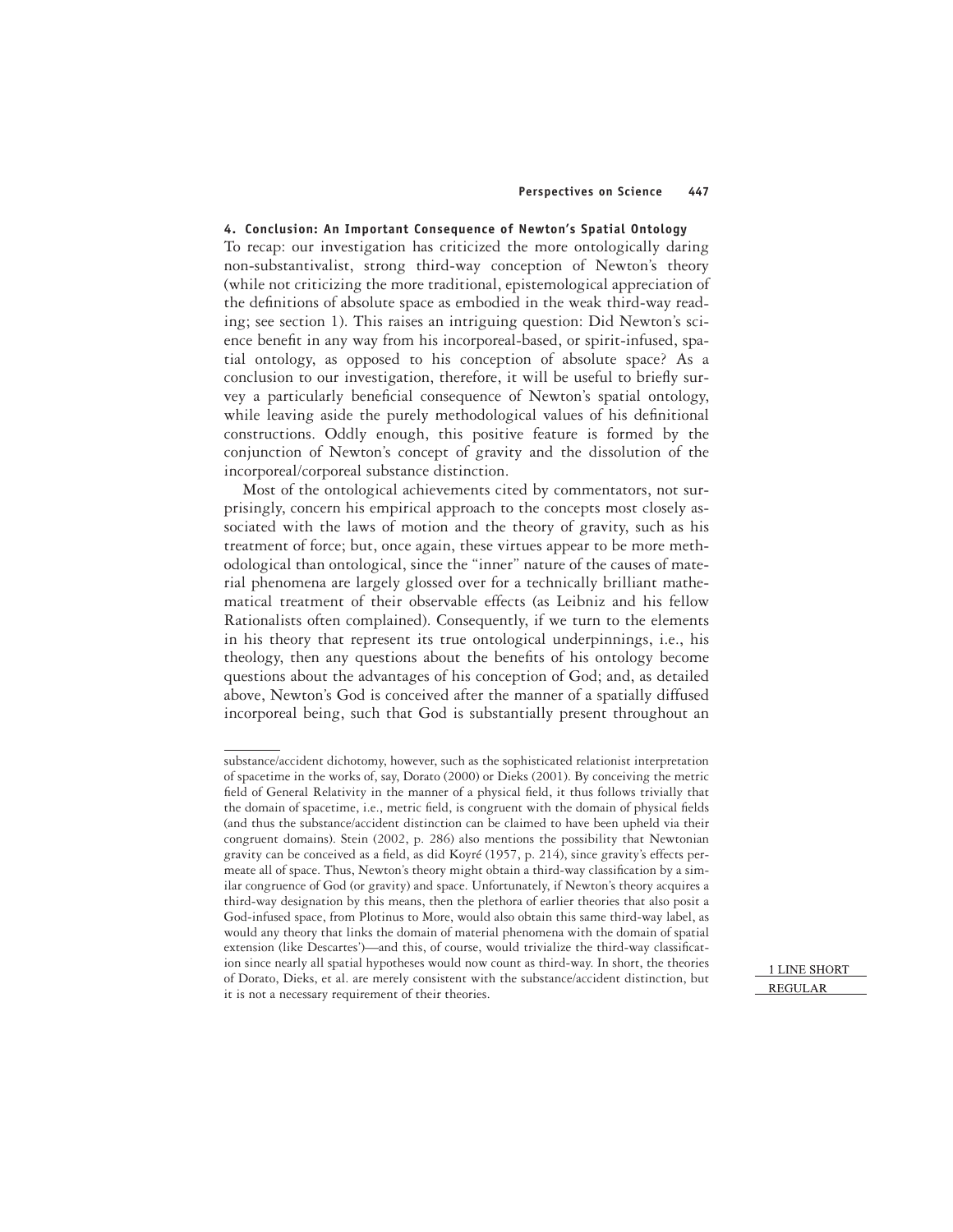## 4. Conclusion: An Important Consequence of Newton's Spatial Ontology

To recap: our investigation has criticized the more ontologically daring non-substantivalist, strong third-way conception of Newton's theory (while not criticizing the more traditional, epistemological appreciation of the definitions of absolute space as embodied in the weak third-way reading; see section 1). This raises an intriguing question: Did Newton's science benefit in any way from his incorporeal-based, or spirit-infused, spatial ontology, as opposed to his conception of absolute space? As a conclusion to our investigation, therefore, it will be useful to briefly survey a particularly beneficial consequence of Newton's spatial ontology, while leaving aside the purely methodological values of his definitional constructions. Oddly enough, this positive feature is formed by the conjunction of Newton's concept of gravity and the dissolution of the incorporeal/corporeal substance distinction.

Most of the ontological achievements cited by commentators, not surprisingly, concern his empirical approach to the concepts most closely associated with the laws of motion and the theory of gravity, such as his treatment of force; but, once again, these virtues appear to be more methodological than ontological, since the "inner" nature of the causes of material phenomena are largely glossed over for a technically brilliant mathematical treatment of their observable effects (as Leibniz and his fellow Rationalists often complained). Consequently, if we turn to the elements in his theory that represent its true ontological underpinnings, i.e., his theology, then any questions about the benefits of his ontology become questions about the advantages of his conception of God; and, as detailed above, Newton's God is conceived after the manner of a spatially diffused incorporeal being, such that God is substantially present throughout an

substance/accident dichotomy, however, such as the sophisticated relationist interpretation of spacetime in the works of, say, Dorato (2000) or Dieks (2001). By conceiving the metric field of General Relativity in the manner of a physical field, it thus follows trivially that the domain of spacetime, i.e., metric field, is congruent with the domain of physical fields (and thus the substance/accident distinction can be claimed to have been upheld via their congruent domains). Stein (2002, p. 286) also mentions the possibility that Newtonian gravity can be conceived as a field, as did Koyré (1957, p. 214), since gravity's effects permeate all of space. Thus, Newton's theory might obtain a third-way classification by a similar congruence of God (or gravity) and space. Unfortunately, if Newton's theory acquires a third-way designation by this means, then the plethora of earlier theories that also posit a God-infused space, from Plotinus to More, would also obtain this same third-way label, as would any theory that links the domain of material phenomena with the domain of spatial extension (like Descartes')—and this, of course, would trivialize the third-way classification since nearly all spatial hypotheses would now count as third-way. In short, the theories of Dorato, Dieks, et al. are merely consistent with the substance/accident distinction, but it is not a necessary requirement of their theories.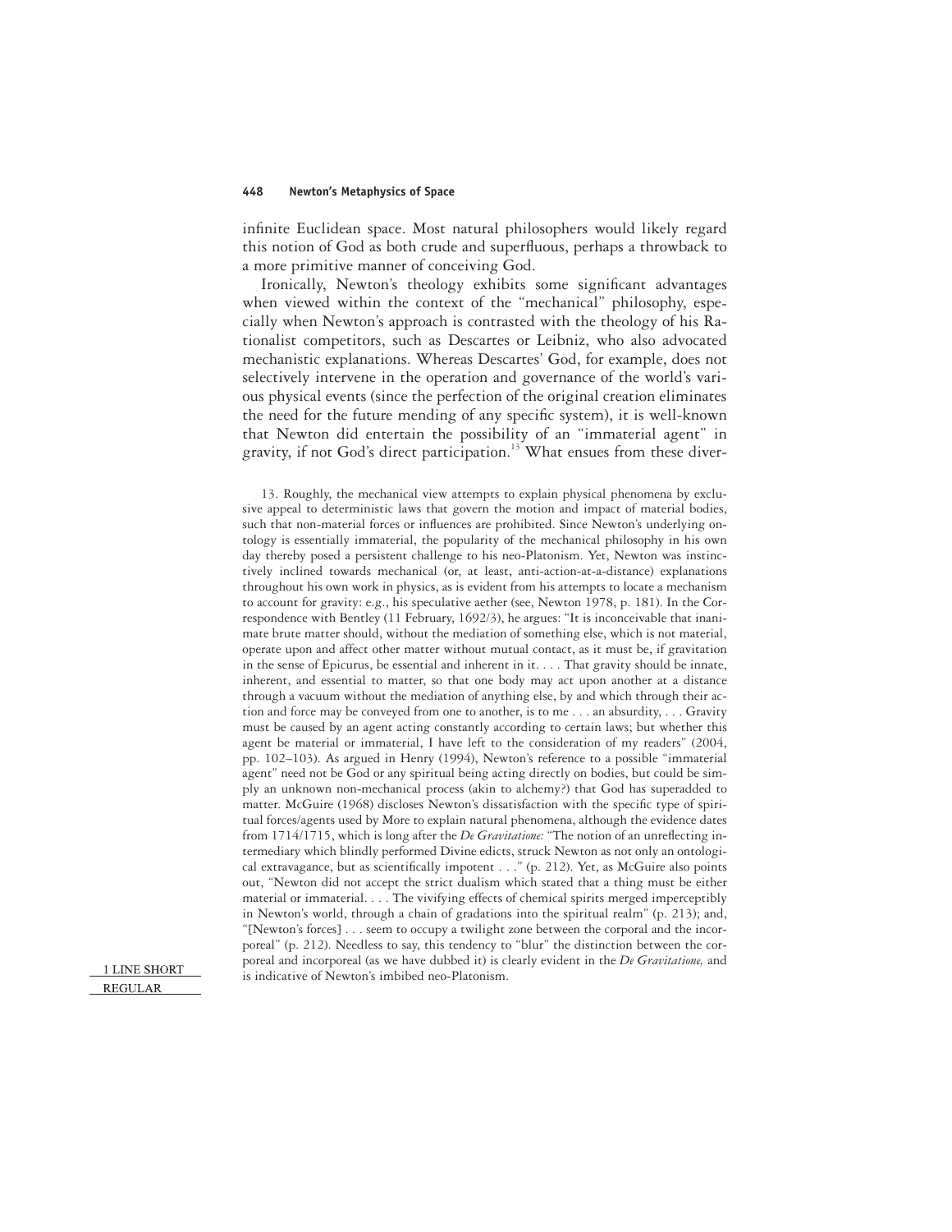infinite Euclidean space. Most natural philosophers would likely regard this notion of God as both crude and superfluous, perhaps a throwback to a more primitive manner of conceiving God.

Ironically, Newton's theology exhibits some significant advantages when viewed within the context of the "mechanical" philosophy, especially when Newton's approach is contrasted with the theology of his Rationalist competitors, such as Descartes or Leibniz, who also advocated mechanistic explanations. Whereas Descartes' God, for example, does not selectively intervene in the operation and governance of the world's various physical events (since the perfection of the original creation eliminates the need for the future mending of any specific system), it is well-known that Newton did entertain the possibility of an "immaterial agent" in gravity, if not God's direct participation.[13] What ensues from these diver-

13. Roughly, the mechanical view attempts to explain physical phenomena by exclusive appeal to deterministic laws that govern the motion and impact of material bodies, such that non-material forces or influences are prohibited. Since Newton's underlying ontology is essentially immaterial, the popularity of the mechanical philosophy in his own day thereby posed a persistent challenge to his neo-Platonism. Yet, Newton was instinctively inclined towards mechanical (or, at least, anti-action-at-a-distance) explanations throughout his own work in physics, as is evident from his attempts to locate a mechanism to account for gravity: e.g., his speculative aether (see, Newton 1978, p. 181). In the Correspondence with Bentley (11 February, 1692/3), he argues: "It is inconceivable that inanimate brute matter should, without the mediation of something else, which is not material, operate upon and affect other matter without mutual contact, as it must be, if gravitation in the sense of Epicurus, be essential and inherent in it. . . . That gravity should be innate, inherent, and essential to matter, so that one body may act upon another at a distance through a vacuum without the mediation of anything else, by and which through their action and force may be conveyed from one to another, is to me . . . an absurdity, . . . Gravity must be caused by an agent acting constantly according to certain laws; but whether this agent be material or immaterial, I have left to the consideration of my readers" (2004, pp. 102–103). As argued in Henry (1994), Newton's reference to a possible "immaterial agent" need not be God or any spiritual being acting directly on bodies, but could be simply an unknown non-mechanical process (akin to alchemy?) that God has superadded to matter. McGuire (1968) discloses Newton's dissatisfaction with the specific type of spiritual forces/agents used by More to explain natural phenomena, although the evidence dates from 1714/1715, which is long after the *De Gravitatione:* "The notion of an unreflecting intermediary which blindly performed Divine edicts, struck Newton as not only an ontological extravagance, but as scientifically impotent . . ." (p. 212). Yet, as McGuire also points out, "Newton did not accept the strict dualism which stated that a thing must be either material or immaterial. . . . The vivifying effects of chemical spirits merged imperceptibly in Newton's world, through a chain of gradations into the spiritual realm" (p. 213); and, "[Newton's forces] . . . seem to occupy a twilight zone between the corporal and the incorporeal" (p. 212). Needless to say, this tendency to "blur" the distinction between the corporeal and incorporeal (as we have dubbed it) is clearly evident in the *De Gravitatione,* and is indicative of Newton's imbibed neo-Platonism.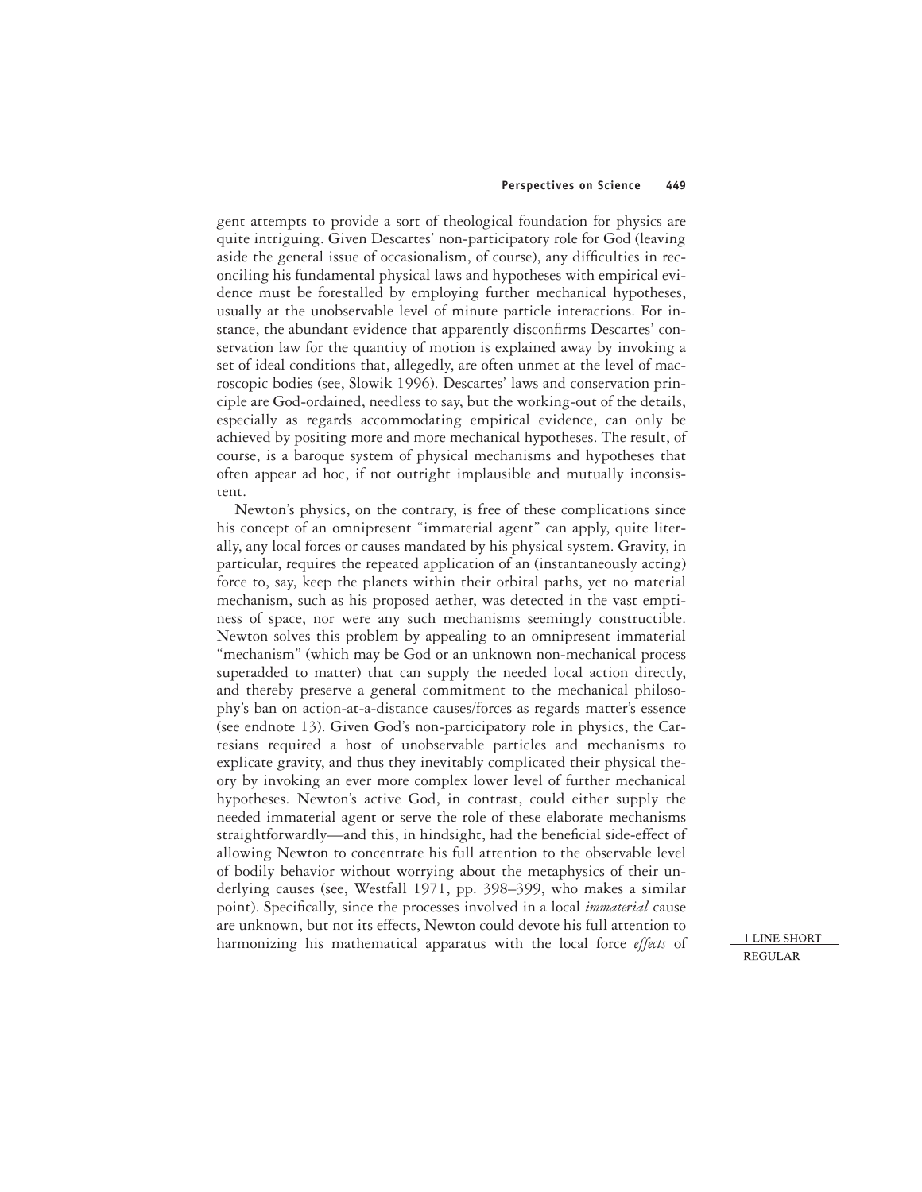gent attempts to provide a sort of theological foundation for physics are quite intriguing. Given Descartes' non-participatory role for God (leaving aside the general issue of occasionalism, of course), any difficulties in reconciling his fundamental physical laws and hypotheses with empirical evidence must be forestalled by employing further mechanical hypotheses, usually at the unobservable level of minute particle interactions. For instance, the abundant evidence that apparently disconfirms Descartes' conservation law for the quantity of motion is explained away by invoking a set of ideal conditions that, allegedly, are often unmet at the level of macroscopic bodies (see, Slowik 1996). Descartes' laws and conservation principle are God-ordained, needless to say, but the working-out of the details, especially as regards accommodating empirical evidence, can only be achieved by positing more and more mechanical hypotheses. The result, of course, is a baroque system of physical mechanisms and hypotheses that often appear ad hoc, if not outright implausible and mutually inconsistent.

Newton's physics, on the contrary, is free of these complications since his concept of an omnipresent "immaterial agent" can apply, quite literally, any local forces or causes mandated by his physical system. Gravity, in particular, requires the repeated application of an (instantaneously acting) force to, say, keep the planets within their orbital paths, yet no material mechanism, such as his proposed aether, was detected in the vast emptiness of space, nor were any such mechanisms seemingly constructible. Newton solves this problem by appealing to an omnipresent immaterial "mechanism" (which may be God or an unknown non-mechanical process superadded to matter) that can supply the needed local action directly, and thereby preserve a general commitment to the mechanical philosophy's ban on action-at-a-distance causes/forces as regards matter's essence (see endnote 13). Given God's non-participatory role in physics, the Cartesians required a host of unobservable particles and mechanisms to explicate gravity, and thus they inevitably complicated their physical theory by invoking an ever more complex lower level of further mechanical hypotheses. Newton's active God, in contrast, could either supply the needed immaterial agent or serve the role of these elaborate mechanisms straightforwardly—and this, in hindsight, had the beneficial side-effect of allowing Newton to concentrate his full attention to the observable level of bodily behavior without worrying about the metaphysics of their underlying causes (see, Westfall 1971, pp. 398–399, who makes a similar point). Specifically, since the processes involved in a local *immaterial* cause are unknown, but not its effects, Newton could devote his full attention to harmonizing his mathematical apparatus with the local force *effects* of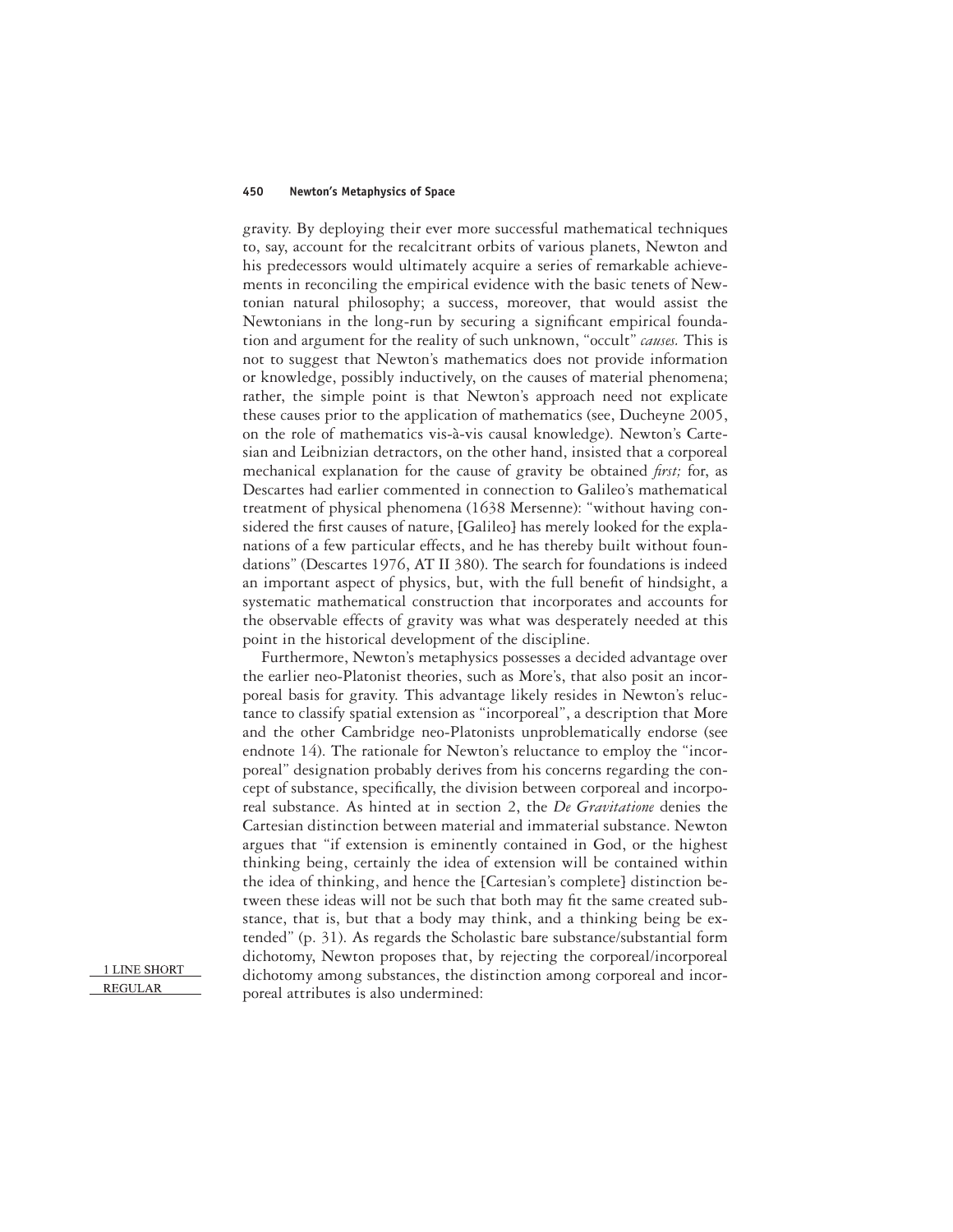gravity. By deploying their ever more successful mathematical techniques to, say, account for the recalcitrant orbits of various planets, Newton and his predecessors would ultimately acquire a series of remarkable achievements in reconciling the empirical evidence with the basic tenets of Newtonian natural philosophy; a success, moreover, that would assist the Newtonians in the long-run by securing a significant empirical foundation and argument for the reality of such unknown, "occult" *causes.* This is not to suggest that Newton's mathematics does not provide information or knowledge, possibly inductively, on the causes of material phenomena; rather, the simple point is that Newton's approach need not explicate these causes prior to the application of mathematics (see, Ducheyne 2005, on the role of mathematics vis-à-vis causal knowledge). Newton's Cartesian and Leibnizian detractors, on the other hand, insisted that a corporeal mechanical explanation for the cause of gravity be obtained *first;* for, as Descartes had earlier commented in connection to Galileo's mathematical treatment of physical phenomena (1638 Mersenne): "without having considered the first causes of nature, [Galileo] has merely looked for the explanations of a few particular effects, and he has thereby built without foundations" (Descartes 1976, AT II 380). The search for foundations is indeed an important aspect of physics, but, with the full benefit of hindsight, a systematic mathematical construction that incorporates and accounts for the observable effects of gravity was what was desperately needed at this point in the historical development of the discipline.

Furthermore, Newton's metaphysics possesses a decided advantage over the earlier neo-Platonist theories, such as More's, that also posit an incorporeal basis for gravity. This advantage likely resides in Newton's reluctance to classify spatial extension as "incorporeal", a description that More and the other Cambridge neo-Platonists unproblematically endorse (see endnote 14). The rationale for Newton's reluctance to employ the "incorporeal" designation probably derives from his concerns regarding the concept of substance, specifically, the division between corporeal and incorporeal substance. As hinted at in section 2, the *De Gravitatione* denies the Cartesian distinction between material and immaterial substance. Newton argues that "if extension is eminently contained in God, or the highest thinking being, certainly the idea of extension will be contained within the idea of thinking, and hence the [Cartesian's complete] distinction between these ideas will not be such that both may fit the same created substance, that is, but that a body may think, and a thinking being be extended" (p. 31). As regards the Scholastic bare substance/substantial form dichotomy, Newton proposes that, by rejecting the corporeal/incorporeal dichotomy among substances, the distinction among corporeal and incorporeal attributes is also undermined: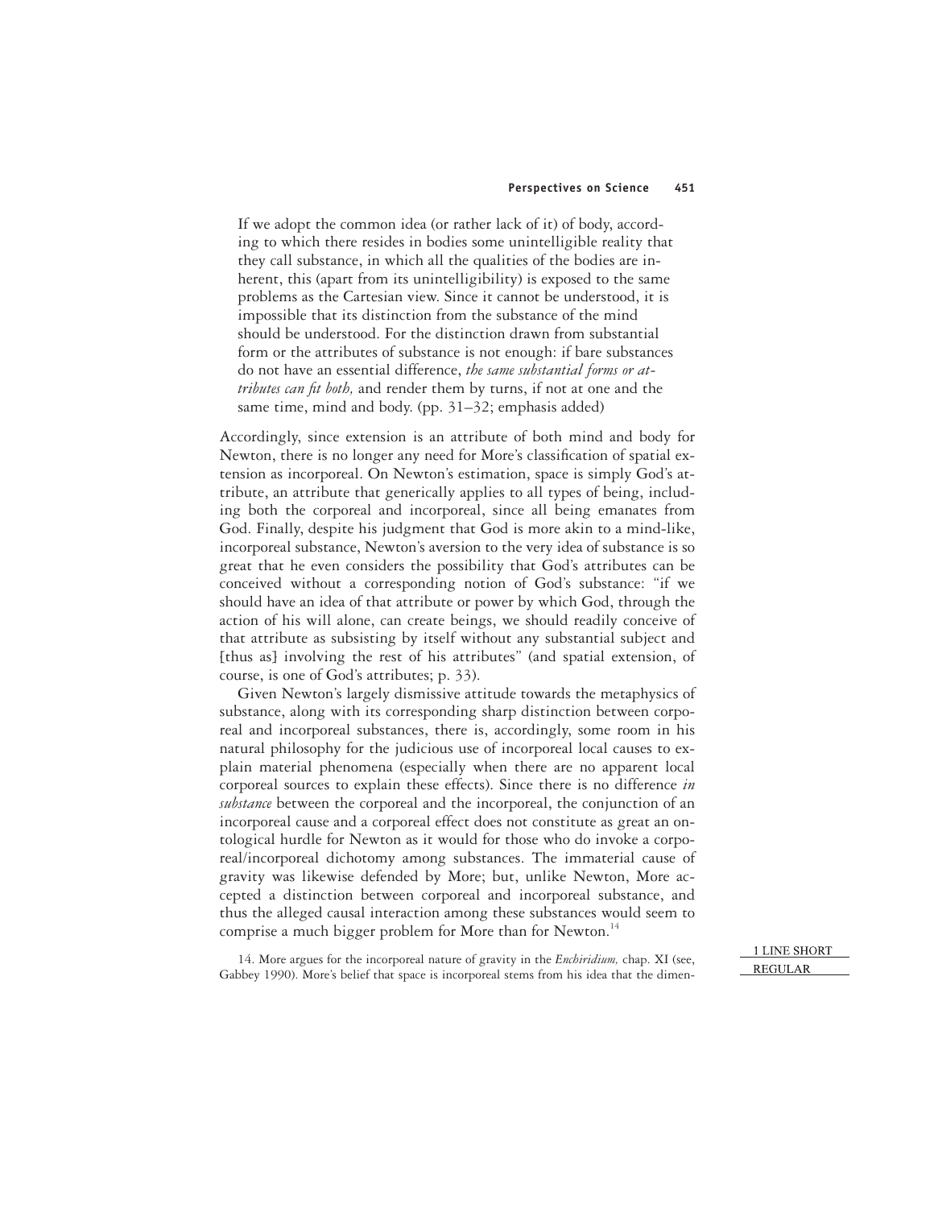> If we adopt the common idea (or rather lack of it) of body, according to which there resides in bodies some unintelligible reality that they call substance, in which all the qualities of the bodies are inherent, this (apart from its unintelligibility) is exposed to the same problems as the Cartesian view. Since it cannot be understood, it is impossible that its distinction from the substance of the mind should be understood. For the distinction drawn from substantial form or the attributes of substance is not enough: if bare substances do not have an essential difference, *the same substantial forms or attributes can fit both,* and render them by turns, if not at one and the same time, mind and body. (pp. 31–32; emphasis added)

Accordingly, since extension is an attribute of both mind and body for Newton, there is no longer any need for More's classification of spatial extension as incorporeal. On Newton's estimation, space is simply God's attribute, an attribute that generically applies to all types of being, including both the corporeal and incorporeal, since all being emanates from God. Finally, despite his judgment that God is more akin to a mind-like, incorporeal substance, Newton's aversion to the very idea of substance is so great that he even considers the possibility that God's attributes can be conceived without a corresponding notion of God's substance: "if we should have an idea of that attribute or power by which God, through the action of his will alone, can create beings, we should readily conceive of that attribute as subsisting by itself without any substantial subject and [thus as] involving the rest of his attributes" (and spatial extension, of course, is one of God's attributes; p. 33).

Given Newton's largely dismissive attitude towards the metaphysics of substance, along with its corresponding sharp distinction between corporeal and incorporeal substances, there is, accordingly, some room in his natural philosophy for the judicious use of incorporeal local causes to explain material phenomena (especially when there are no apparent local corporeal sources to explain these effects). Since there is no difference *in substance* between the corporeal and the incorporeal, the conjunction of an incorporeal cause and a corporeal effect does not constitute as great an ontological hurdle for Newton as it would for those who do invoke a corporeal/incorporeal dichotomy among substances. The immaterial cause of gravity was likewise defended by More; but, unlike Newton, More accepted a distinction between corporeal and incorporeal substance, and thus the alleged causal interaction among these substances would seem to comprise a much bigger problem for More than for Newton.[14]

14. More argues for the incorporeal nature of gravity in the *Enchiridium,* chap. XI (see, Gabbey 1990). More's belief that space is incorporeal stems from his idea that the dimen-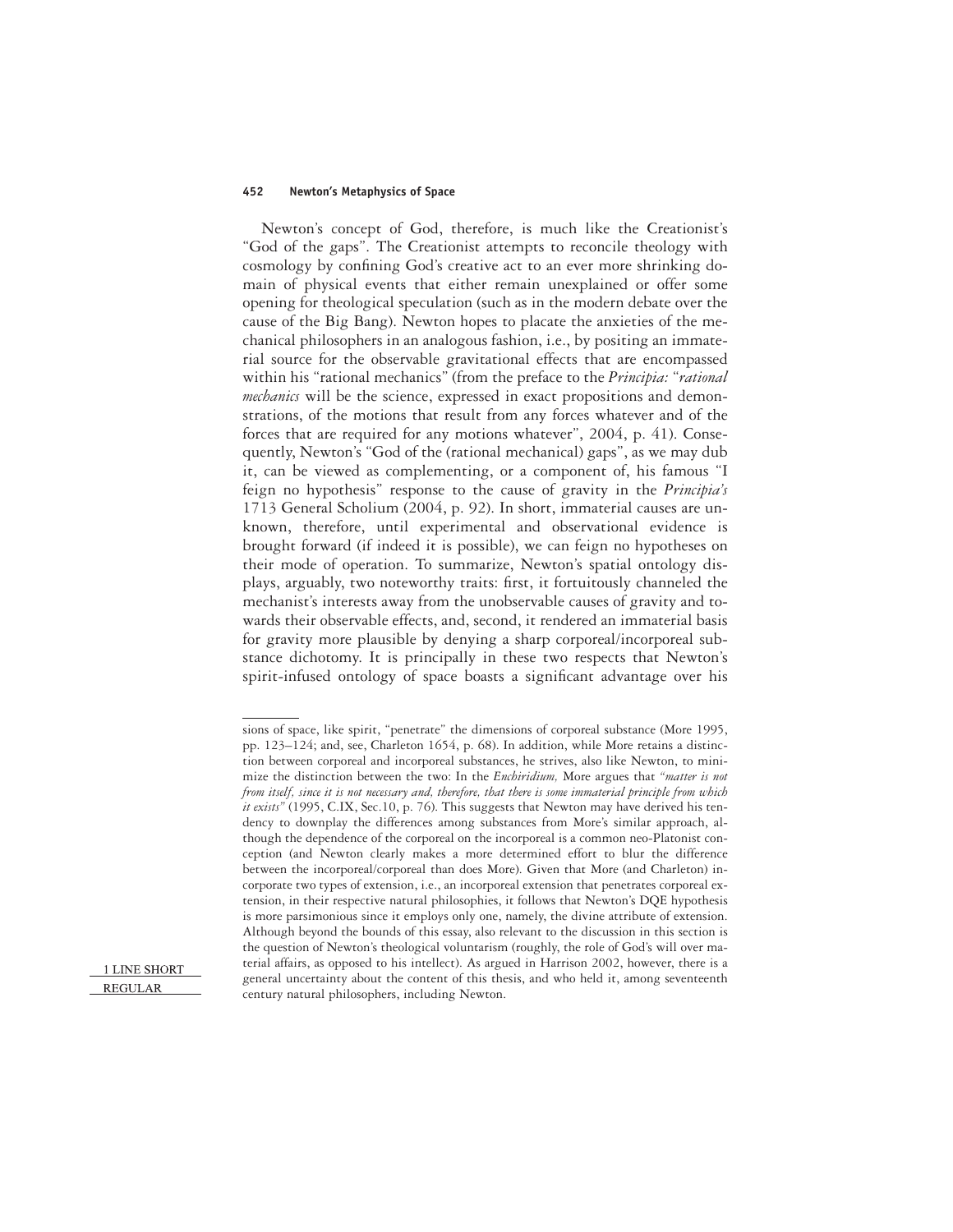Newton's concept of God, therefore, is much like the Creationist's "God of the gaps". The Creationist attempts to reconcile theology with cosmology by confining God's creative act to an ever more shrinking domain of physical events that either remain unexplained or offer some opening for theological speculation (such as in the modern debate over the cause of the Big Bang). Newton hopes to placate the anxieties of the mechanical philosophers in an analogous fashion, i.e., by positing an immaterial source for the observable gravitational effects that are encompassed within his "rational mechanics" (from the preface to the *Principia:* "*rational mechanics* will be the science, expressed in exact propositions and demonstrations, of the motions that result from any forces whatever and of the forces that are required for any motions whatever", 2004, p. 41). Consequently, Newton's "God of the (rational mechanical) gaps", as we may dub it, can be viewed as complementing, or a component of, his famous "I feign no hypothesis" response to the cause of gravity in the *Principia's* 1713 General Scholium (2004, p. 92). In short, immaterial causes are unknown, therefore, until experimental and observational evidence is brought forward (if indeed it is possible), we can feign no hypotheses on their mode of operation. To summarize, Newton's spatial ontology displays, arguably, two noteworthy traits: first, it fortuitously channeled the mechanist's interests away from the unobservable causes of gravity and towards their observable effects, and, second, it rendered an immaterial basis for gravity more plausible by denying a sharp corporeal/incorporeal substance dichotomy. It is principally in these two respects that Newton's spirit-infused ontology of space boasts a significant advantage over his

---

sions of space, like spirit, "penetrate" the dimensions of corporeal substance (More 1995, pp. 123–124; and, see, Charleton 1654, p. 68). In addition, while More retains a distinction between corporeal and incorporeal substances, he strives, also like Newton, to minimize the distinction between the two: In the *Enchiridium,* More argues that *"matter is not from itself, since it is not necessary and, therefore, that there is some immaterial principle from which it exists"* (1995, C.IX, Sec.10, p. 76). This suggests that Newton may have derived his tendency to downplay the differences among substances from More's similar approach, although the dependence of the corporeal on the incorporeal is a common neo-Platonist conception (and Newton clearly makes a more determined effort to blur the difference between the incorporeal/corporeal than does More). Given that More (and Charleton) incorporate two types of extension, i.e., an incorporeal extension that penetrates corporeal extension, in their respective natural philosophies, it follows that Newton's DQE hypothesis is more parsimonious since it employs only one, namely, the divine attribute of extension. Although beyond the bounds of this essay, also relevant to the discussion in this section is the question of Newton's theological voluntarism (roughly, the role of God's will over material affairs, as opposed to his intellect). As argued in Harrison 2002, however, there is a general uncertainty about the content of this thesis, and who held it, among seventeenth century natural philosophers, including Newton.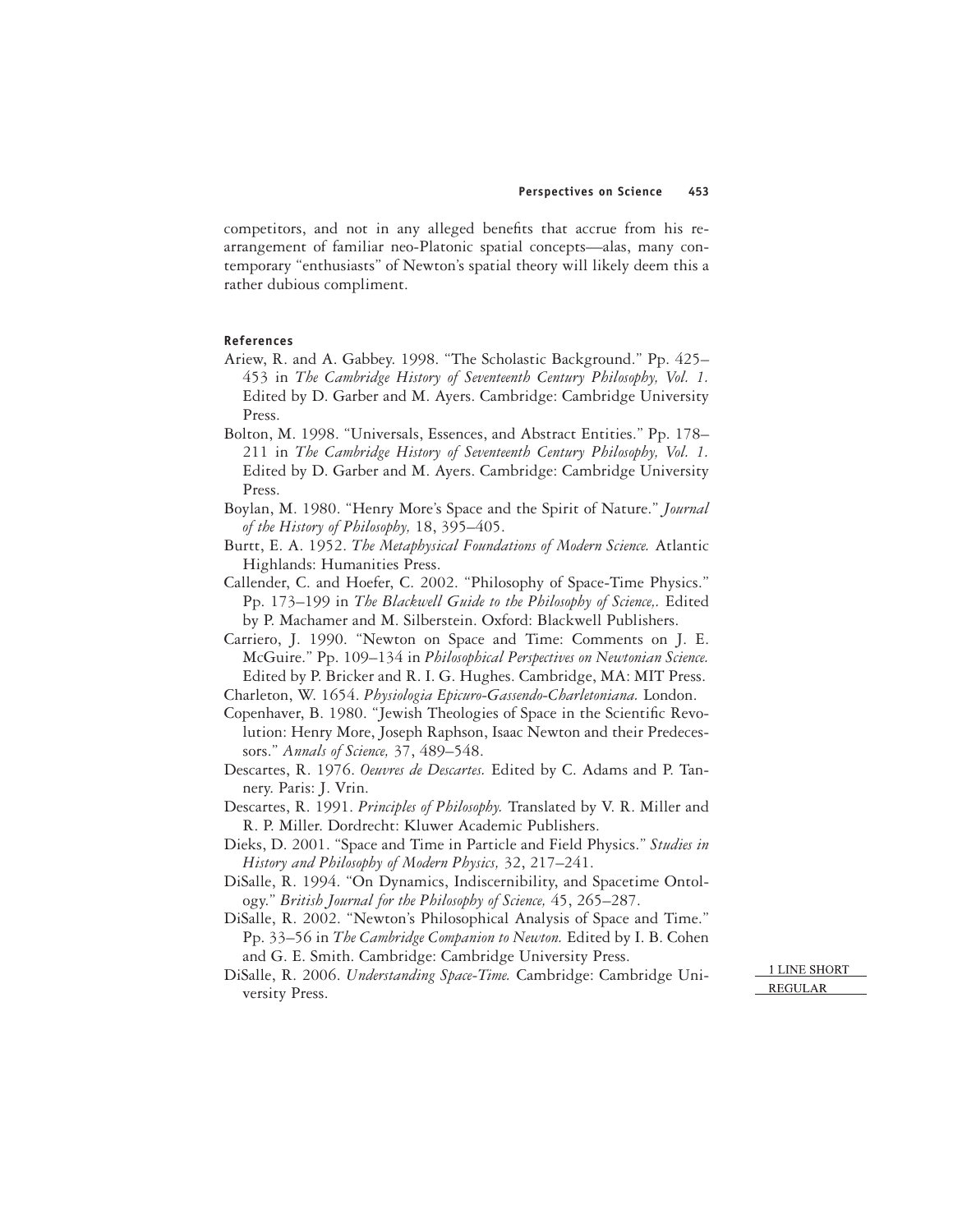competitors, and not in any alleged benefits that accrue from his rearrangement of familiar neo-Platonic spatial concepts—alas, many contemporary "enthusiasts" of Newton's spatial theory will likely deem this a rather dubious compliment.

## References

Ariew, R. and A. Gabbey. 1998. "The Scholastic Background." Pp. 425–453 in *The Cambridge History of Seventeenth Century Philosophy, Vol. 1.* Edited by D. Garber and M. Ayers. Cambridge: Cambridge University Press.

Bolton, M. 1998. "Universals, Essences, and Abstract Entities." Pp. 178–211 in *The Cambridge History of Seventeenth Century Philosophy, Vol. 1.* Edited by D. Garber and M. Ayers. Cambridge: Cambridge University Press.

Boylan, M. 1980. "Henry More's Space and the Spirit of Nature." *Journal of the History of Philosophy,* 18, 395–405.

Burtt, E. A. 1952. *The Metaphysical Foundations of Modern Science.* Atlantic Highlands: Humanities Press.

Callender, C. and Hoefer, C. 2002. "Philosophy of Space-Time Physics." Pp. 173–199 in *The Blackwell Guide to the Philosophy of Science,.* Edited by P. Machamer and M. Silberstein. Oxford: Blackwell Publishers.

Carriero, J. 1990. "Newton on Space and Time: Comments on J. E. McGuire." Pp. 109–134 in *Philosophical Perspectives on Newtonian Science.* Edited by P. Bricker and R. I. G. Hughes. Cambridge, MA: MIT Press.

Charleton, W. 1654. *Physiologia Epicuro-Gassendo-Charletoniana.* London.

Copenhaver, B. 1980. "Jewish Theologies of Space in the Scientific Revolution: Henry More, Joseph Raphson, Isaac Newton and their Predecessors." *Annals of Science,* 37, 489–548.

Descartes, R. 1976. *Oeuvres de Descartes.* Edited by C. Adams and P. Tannery. Paris: J. Vrin.

Descartes, R. 1991. *Principles of Philosophy.* Translated by V. R. Miller and R. P. Miller. Dordrecht: Kluwer Academic Publishers.

Dieks, D. 2001. "Space and Time in Particle and Field Physics." *Studies in History and Philosophy of Modern Physics,* 32, 217–241.

DiSalle, R. 1994. "On Dynamics, Indiscernibility, and Spacetime Ontology." *British Journal for the Philosophy of Science,* 45, 265–287.

DiSalle, R. 2002. "Newton's Philosophical Analysis of Space and Time." Pp. 33–56 in *The Cambridge Companion to Newton.* Edited by I. B. Cohen and G. E. Smith. Cambridge: Cambridge University Press.

DiSalle, R. 2006. *Understanding Space-Time.* Cambridge: Cambridge University Press.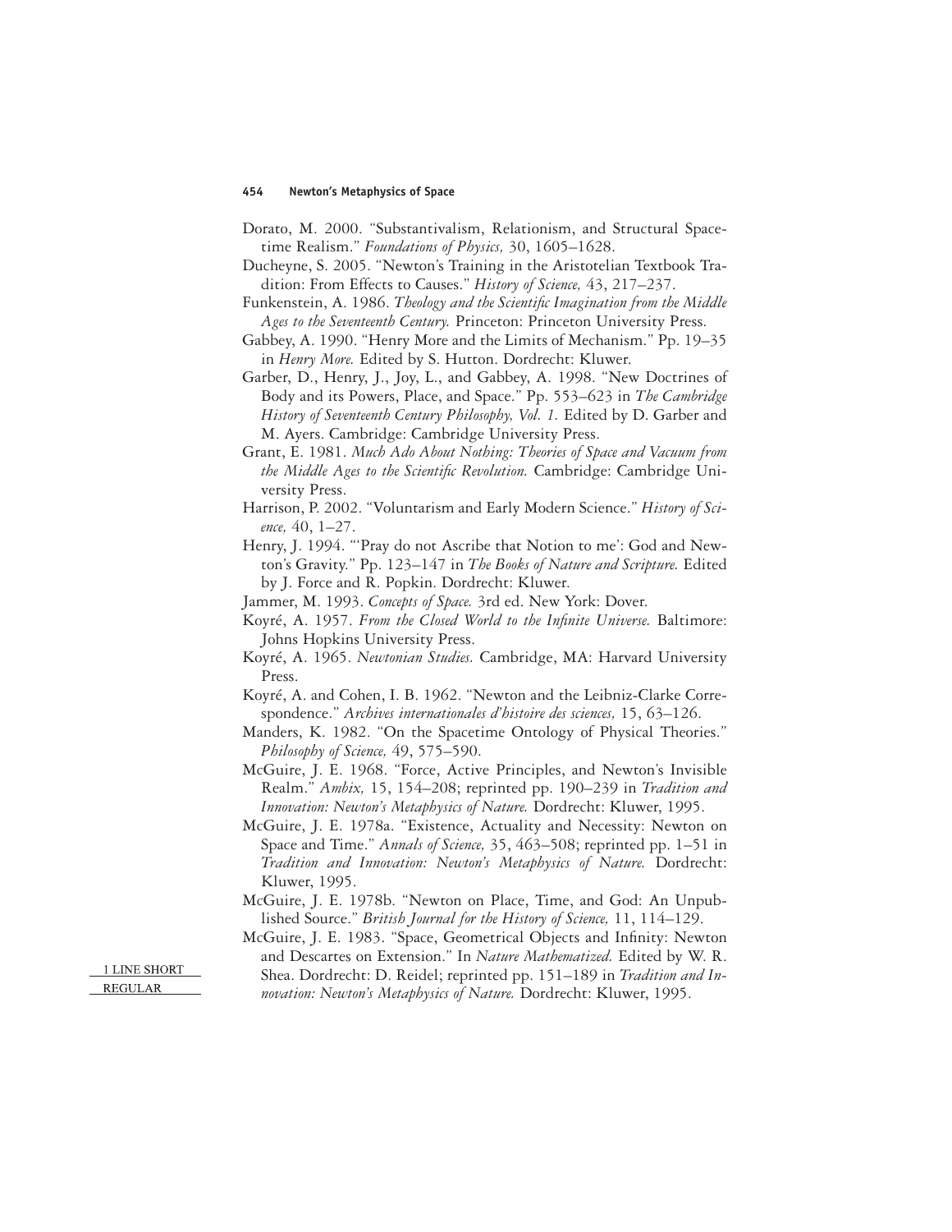Dorato, M. 2000. "Substantivalism, Relationism, and Structural Spacetime Realism." *Foundations of Physics,* 30, 1605–1628.

Ducheyne, S. 2005. "Newton's Training in the Aristotelian Textbook Tradition: From Effects to Causes." *History of Science,* 43, 217–237.

Funkenstein, A. 1986. *Theology and the Scientific Imagination from the Middle Ages to the Seventeenth Century.* Princeton: Princeton University Press.

Gabbey, A. 1990. "Henry More and the Limits of Mechanism." Pp. 19–35 in *Henry More.* Edited by S. Hutton. Dordrecht: Kluwer.

Garber, D., Henry, J., Joy, L., and Gabbey, A. 1998. "New Doctrines of Body and its Powers, Place, and Space." Pp. 553–623 in *The Cambridge History of Seventeenth Century Philosophy, Vol. 1.* Edited by D. Garber and M. Ayers. Cambridge: Cambridge University Press.

Grant, E. 1981. *Much Ado About Nothing: Theories of Space and Vacuum from the Middle Ages to the Scientific Revolution.* Cambridge: Cambridge University Press.

Harrison, P. 2002. "Voluntarism and Early Modern Science." *History of Science,* 40, 1–27.

Henry, J. 1994. "'Pray do not Ascribe that Notion to me': God and Newton's Gravity." Pp. 123–147 in *The Books of Nature and Scripture.* Edited by J. Force and R. Popkin. Dordrecht: Kluwer.

Jammer, M. 1993. *Concepts of Space.* 3rd ed. New York: Dover.

Koyré, A. 1957. *From the Closed World to the Infinite Universe.* Baltimore: Johns Hopkins University Press.

Koyré, A. 1965. *Newtonian Studies.* Cambridge, MA: Harvard University Press.

Koyré, A. and Cohen, I. B. 1962. "Newton and the Leibniz-Clarke Correspondence." *Archives internationales d'histoire des sciences,* 15, 63–126.

Manders, K. 1982. "On the Spacetime Ontology of Physical Theories." *Philosophy of Science,* 49, 575–590.

McGuire, J. E. 1968. "Force, Active Principles, and Newton's Invisible Realm." *Ambix,* 15, 154–208; reprinted pp. 190–239 in *Tradition and Innovation: Newton's Metaphysics of Nature.* Dordrecht: Kluwer, 1995.

McGuire, J. E. 1978a. "Existence, Actuality and Necessity: Newton on Space and Time." *Annals of Science,* 35, 463–508; reprinted pp. 1–51 in *Tradition and Innovation: Newton's Metaphysics of Nature.* Dordrecht: Kluwer, 1995.

McGuire, J. E. 1978b. "Newton on Place, Time, and God: An Unpublished Source." *British Journal for the History of Science,* 11, 114–129.

McGuire, J. E. 1983. "Space, Geometrical Objects and Infinity: Newton and Descartes on Extension." In *Nature Mathematized.* Edited by W. R. Shea. Dordrecht: D. Reidel; reprinted pp. 151–189 in *Tradition and Innovation: Newton's Metaphysics of Nature.* Dordrecht: Kluwer, 1995.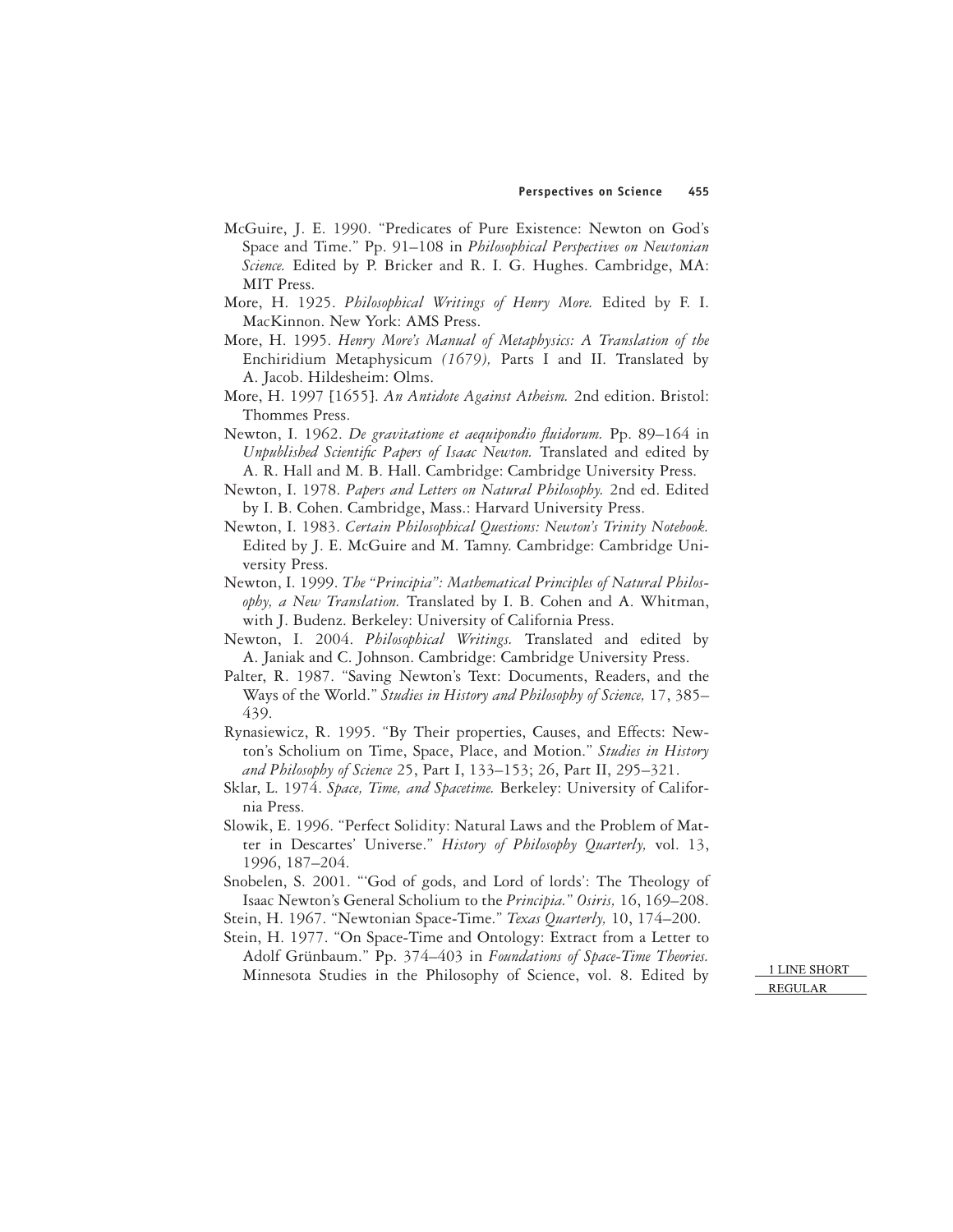McGuire, J. E. 1990. "Predicates of Pure Existence: Newton on God's Space and Time." Pp. 91–108 in *Philosophical Perspectives on Newtonian Science.* Edited by P. Bricker and R. I. G. Hughes. Cambridge, MA: MIT Press.

More, H. 1925. *Philosophical Writings of Henry More.* Edited by F. I. MacKinnon. New York: AMS Press.

More, H. 1995. *Henry More's Manual of Metaphysics: A Translation of the* Enchiridium Metaphysicum *(1679),* Parts I and II. Translated by A. Jacob. Hildesheim: Olms.

More, H. 1997 [1655]. *An Antidote Against Atheism.* 2nd edition. Bristol: Thommes Press.

Newton, I. 1962. *De gravitatione et aequipondio fluidorum.* Pp. 89–164 in *Unpublished Scientific Papers of Isaac Newton.* Translated and edited by A. R. Hall and M. B. Hall. Cambridge: Cambridge University Press.

Newton, I. 1978. *Papers and Letters on Natural Philosophy.* 2nd ed. Edited by I. B. Cohen. Cambridge, Mass.: Harvard University Press.

Newton, I. 1983. *Certain Philosophical Questions: Newton's Trinity Notebook.* Edited by J. E. McGuire and M. Tamny. Cambridge: Cambridge University Press.

Newton, I. 1999. *The "Principia": Mathematical Principles of Natural Philosophy, a New Translation.* Translated by I. B. Cohen and A. Whitman, with J. Budenz. Berkeley: University of California Press.

Newton, I. 2004. *Philosophical Writings.* Translated and edited by A. Janiak and C. Johnson. Cambridge: Cambridge University Press.

Palter, R. 1987. "Saving Newton's Text: Documents, Readers, and the Ways of the World." *Studies in History and Philosophy of Science,* 17, 385–439.

Rynasiewicz, R. 1995. "By Their properties, Causes, and Effects: Newton's Scholium on Time, Space, Place, and Motion." *Studies in History and Philosophy of Science* 25, Part I, 133–153; 26, Part II, 295–321.

Sklar, L. 1974. *Space, Time, and Spacetime.* Berkeley: University of California Press.

Slowik, E. 1996. "Perfect Solidity: Natural Laws and the Problem of Matter in Descartes' Universe." *History of Philosophy Quarterly,* vol. 13, 1996, 187–204.

Snobelen, S. 2001. "'God of gods, and Lord of lords': The Theology of Isaac Newton's General Scholium to the *Principia." Osiris,* 16, 169–208.

Stein, H. 1967. "Newtonian Space-Time." *Texas Quarterly,* 10, 174–200.

Stein, H. 1977. "On Space-Time and Ontology: Extract from a Letter to Adolf Grünbaum." Pp. 374–403 in *Foundations of Space-Time Theories.* Minnesota Studies in the Philosophy of Science, vol. 8. Edited by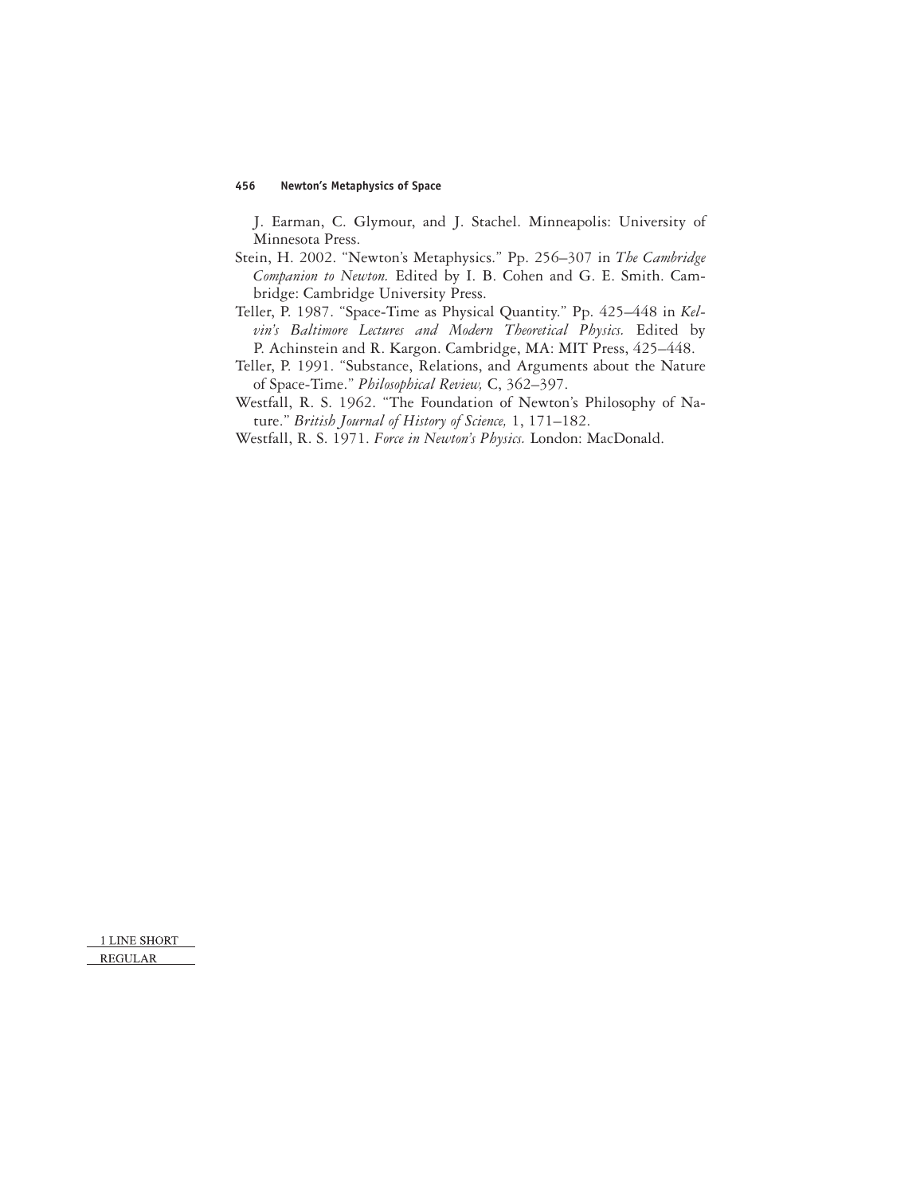J. Earman, C. Glymour, and J. Stachel. Minneapolis: University of Minnesota Press.

Stein, H. 2002. "Newton's Metaphysics." Pp. 256–307 in *The Cambridge Companion to Newton.* Edited by I. B. Cohen and G. E. Smith. Cambridge: Cambridge University Press.

Teller, P. 1987. "Space-Time as Physical Quantity." Pp. 425–448 in *Kelvin's Baltimore Lectures and Modern Theoretical Physics.* Edited by P. Achinstein and R. Kargon. Cambridge, MA: MIT Press, 425–448.

Teller, P. 1991. "Substance, Relations, and Arguments about the Nature of Space-Time." *Philosophical Review,* C, 362–397.

Westfall, R. S. 1962. "The Foundation of Newton's Philosophy of Nature." *British Journal of History of Science,* 1, 171–182.

Westfall, R. S. 1971. *Force in Newton's Physics.* London: MacDonald.

1 LINE SHORT

REGULAR